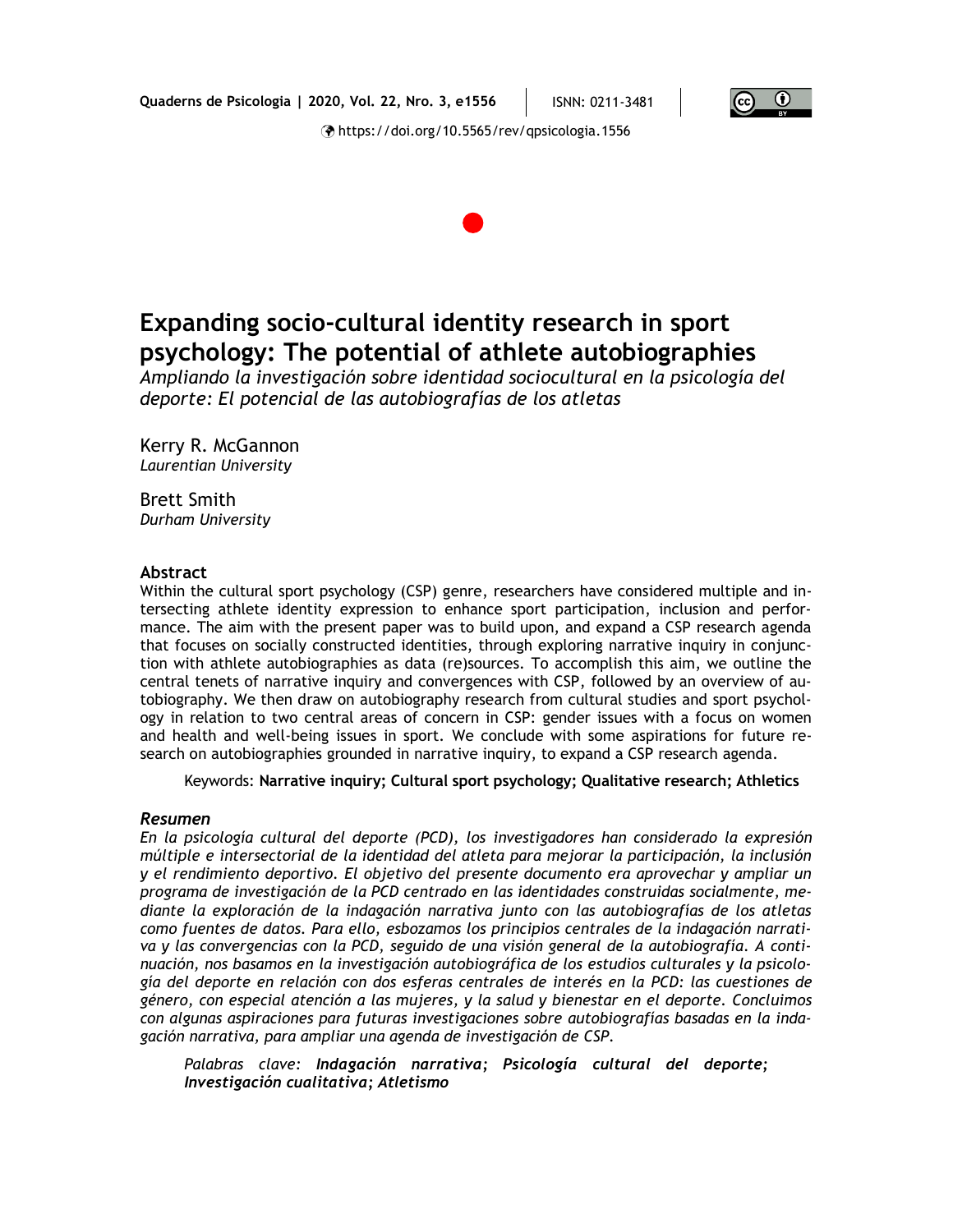# Expanding socio-cultural identity research in sport psychology: The potential of athlete autobiographies

*Ampliando la investigación sobre identidad sociocultural en la psicología del deporte: El potencial de las autobiografías de los atletas*

Kerry R. McGannon
*Laurentian University*

Brett Smith
*Durham University*

## Abstract

Within the cultural sport psychology (CSP) genre, researchers have considered multiple and intersecting athlete identity expression to enhance sport participation, inclusion and performance. The aim with the present paper was to build upon, and expand a CSP research agenda that focuses on socially constructed identities, through exploring narrative inquiry in conjunction with athlete autobiographies as data (re)sources. To accomplish this aim, we outline the central tenets of narrative inquiry and convergences with CSP, followed by an overview of autobiography. We then draw on autobiography research from cultural studies and sport psychology in relation to two central areas of concern in CSP: gender issues with a focus on women and health and well-being issues in sport. We conclude with some aspirations for future research on autobiographies grounded in narrative inquiry, to expand a CSP research agenda.

Keywords: **Narrative inquiry; Cultural sport psychology; Qualitative research; Athletics**

## *Resumen*

*En la psicología cultural del deporte (PCD), los investigadores han considerado la expresión múltiple e intersectorial de la identidad del atleta para mejorar la participación, la inclusión y el rendimiento deportivo. El objetivo del presente documento era aprovechar y ampliar un programa de investigación de la PCD centrado en las identidades construidas socialmente, mediante la exploración de la indagación narrativa junto con las autobiografías de los atletas como fuentes de datos. Para ello, esbozamos los principios centrales de la indagación narrativa y las convergencias con la PCD, seguido de una visión general de la autobiografía. A continuación, nos basamos en la investigación autobiográfica de los estudios culturales y la psicología del deporte en relación con dos esferas centrales de interés en la PCD: las cuestiones de género, con especial atención a las mujeres, y la salud y bienestar en el deporte. Concluimos con algunas aspiraciones para futuras investigaciones sobre autobiografías basadas en la indagación narrativa, para ampliar una agenda de investigación de CSP.*

*Palabras clave:* ***Indagación narrativa****;* ***Psicología cultural del deporte****;* ***Investigación cualitativa****;* ***Atletismo***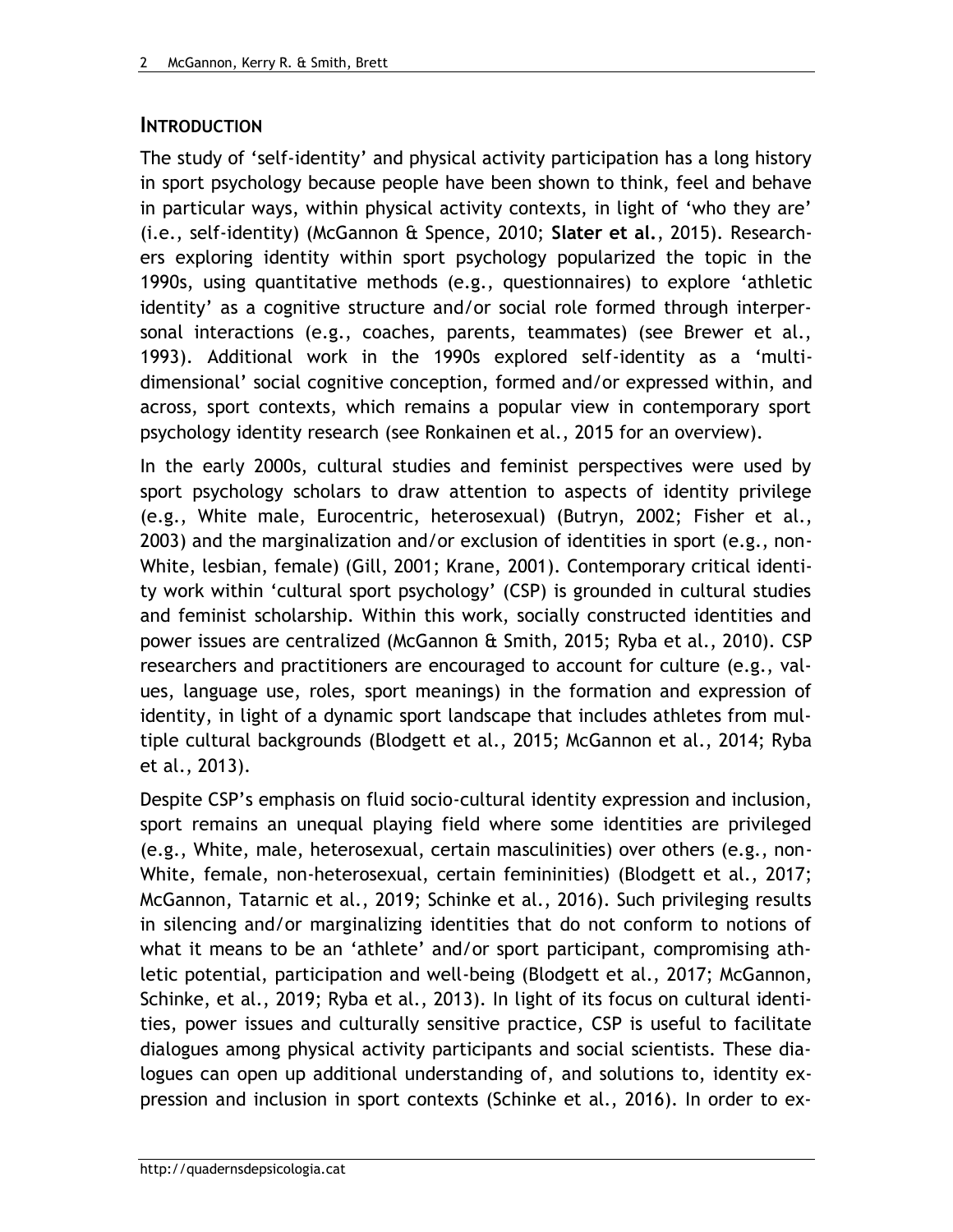## INTRODUCTION

The study of 'self-identity' and physical activity participation has a long history in sport psychology because people have been shown to think, feel and behave in particular ways, within physical activity contexts, in light of 'who they are' (i.e., self-identity) (McGannon & Spence, 2010; **Slater et al.**, 2015). Researchers exploring identity within sport psychology popularized the topic in the 1990s, using quantitative methods (e.g., questionnaires) to explore 'athletic identity' as a cognitive structure and/or social role formed through interpersonal interactions (e.g., coaches, parents, teammates) (see Brewer et al., 1993). Additional work in the 1990s explored self-identity as a 'multi-dimensional' social cognitive conception, formed and/or expressed within, and across, sport contexts, which remains a popular view in contemporary sport psychology identity research (see Ronkainen et al., 2015 for an overview).

In the early 2000s, cultural studies and feminist perspectives were used by sport psychology scholars to draw attention to aspects of identity privilege (e.g., White male, Eurocentric, heterosexual) (Butryn, 2002; Fisher et al., 2003) and the marginalization and/or exclusion of identities in sport (e.g., non-White, lesbian, female) (Gill, 2001; Krane, 2001). Contemporary critical identity work within 'cultural sport psychology' (CSP) is grounded in cultural studies and feminist scholarship. Within this work, socially constructed identities and power issues are centralized (McGannon & Smith, 2015; Ryba et al., 2010). CSP researchers and practitioners are encouraged to account for culture (e.g., values, language use, roles, sport meanings) in the formation and expression of identity, in light of a dynamic sport landscape that includes athletes from multiple cultural backgrounds (Blodgett et al., 2015; McGannon et al., 2014; Ryba et al., 2013).

Despite CSP's emphasis on fluid socio-cultural identity expression and inclusion, sport remains an unequal playing field where some identities are privileged (e.g., White, male, heterosexual, certain masculinities) over others (e.g., non-White, female, non-heterosexual, certain femininities) (Blodgett et al., 2017; McGannon, Tatarnic et al., 2019; Schinke et al., 2016). Such privileging results in silencing and/or marginalizing identities that do not conform to notions of what it means to be an 'athlete' and/or sport participant, compromising athletic potential, participation and well-being (Blodgett et al., 2017; McGannon, Schinke, et al., 2019; Ryba et al., 2013). In light of its focus on cultural identities, power issues and culturally sensitive practice, CSP is useful to facilitate dialogues among physical activity participants and social scientists. These dialogues can open up additional understanding of, and solutions to, identity expression and inclusion in sport contexts (Schinke et al., 2016). In order to ex-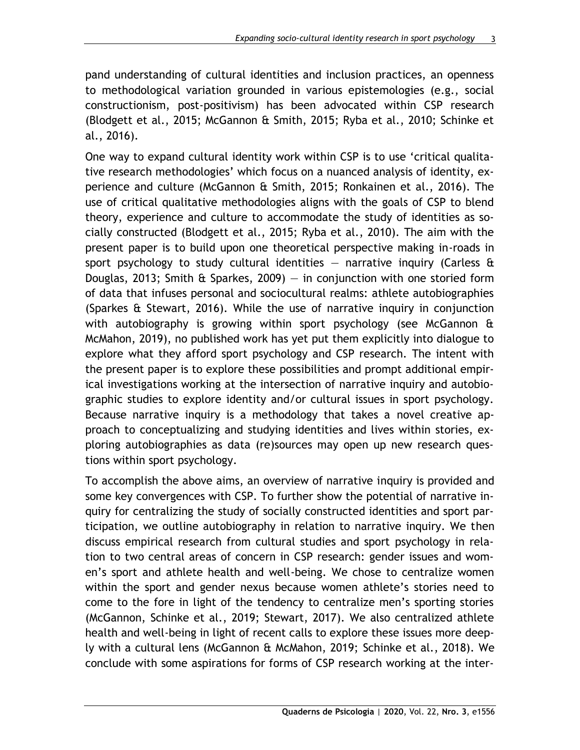pand understanding of cultural identities and inclusion practices, an openness to methodological variation grounded in various epistemologies (e.g., social constructionism, post-positivism) has been advocated within CSP research (Blodgett et al., 2015; McGannon & Smith, 2015; Ryba et al., 2010; Schinke et al., 2016).

One way to expand cultural identity work within CSP is to use 'critical qualitative research methodologies' which focus on a nuanced analysis of identity, experience and culture (McGannon & Smith, 2015; Ronkainen et al., 2016). The use of critical qualitative methodologies aligns with the goals of CSP to blend theory, experience and culture to accommodate the study of identities as socially constructed (Blodgett et al., 2015; Ryba et al., 2010). The aim with the present paper is to build upon one theoretical perspective making in-roads in sport psychology to study cultural identities — narrative inquiry (Carless & Douglas, 2013; Smith & Sparkes, 2009) — in conjunction with one storied form of data that infuses personal and sociocultural realms: athlete autobiographies (Sparkes & Stewart, 2016). While the use of narrative inquiry in conjunction with autobiography is growing within sport psychology (see McGannon & McMahon, 2019), no published work has yet put them explicitly into dialogue to explore what they afford sport psychology and CSP research. The intent with the present paper is to explore these possibilities and prompt additional empirical investigations working at the intersection of narrative inquiry and autobiographic studies to explore identity and/or cultural issues in sport psychology. Because narrative inquiry is a methodology that takes a novel creative approach to conceptualizing and studying identities and lives within stories, exploring autobiographies as data (re)sources may open up new research questions within sport psychology.

To accomplish the above aims, an overview of narrative inquiry is provided and some key convergences with CSP. To further show the potential of narrative inquiry for centralizing the study of socially constructed identities and sport participation, we outline autobiography in relation to narrative inquiry. We then discuss empirical research from cultural studies and sport psychology in relation to two central areas of concern in CSP research: gender issues and women's sport and athlete health and well-being. We chose to centralize women within the sport and gender nexus because women athlete's stories need to come to the fore in light of the tendency to centralize men's sporting stories (McGannon, Schinke et al., 2019; Stewart, 2017). We also centralized athlete health and well-being in light of recent calls to explore these issues more deeply with a cultural lens (McGannon & McMahon, 2019; Schinke et al., 2018). We conclude with some aspirations for forms of CSP research working at the inter-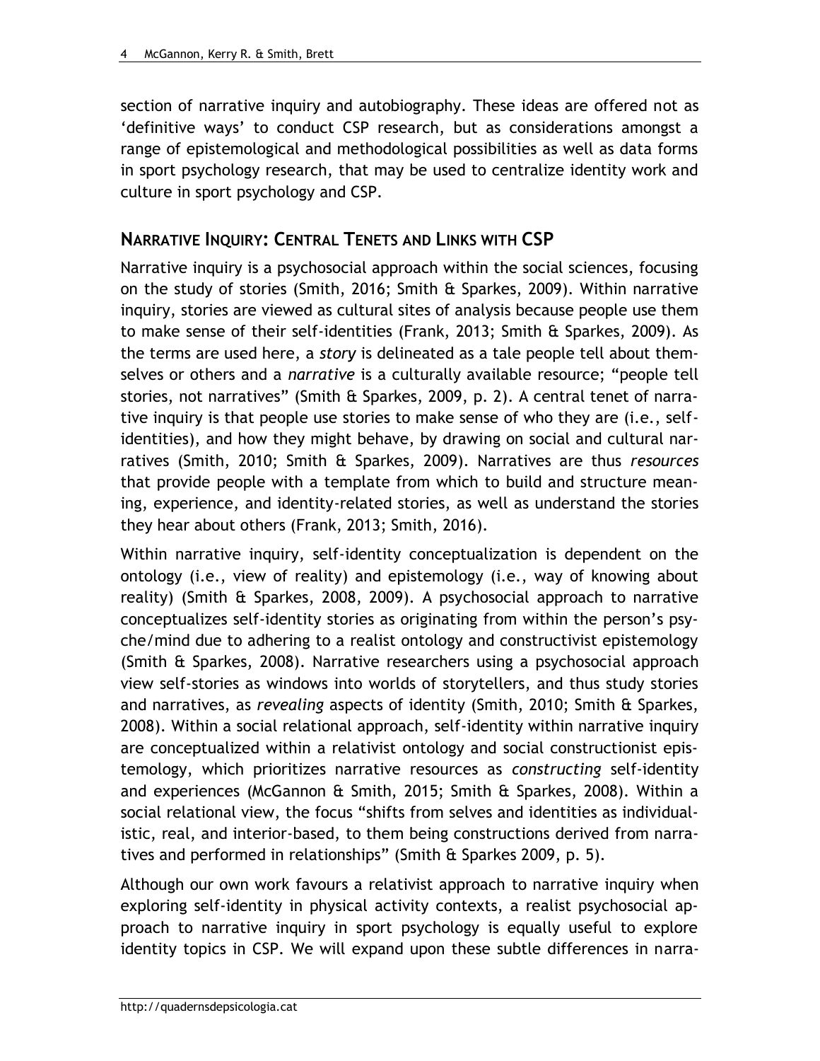section of narrative inquiry and autobiography. These ideas are offered not as 'definitive ways' to conduct CSP research, but as considerations amongst a range of epistemological and methodological possibilities as well as data forms in sport psychology research, that may be used to centralize identity work and culture in sport psychology and CSP.

## NARRATIVE INQUIRY: CENTRAL TENETS AND LINKS WITH CSP

Narrative inquiry is a psychosocial approach within the social sciences, focusing on the study of stories (Smith, 2016; Smith & Sparkes, 2009). Within narrative inquiry, stories are viewed as cultural sites of analysis because people use them to make sense of their self-identities (Frank, 2013; Smith & Sparkes, 2009). As the terms are used here, a *story* is delineated as a tale people tell about themselves or others and a *narrative* is a culturally available resource; "people tell stories, not narratives" (Smith & Sparkes, 2009, p. 2). A central tenet of narrative inquiry is that people use stories to make sense of who they are (i.e., self-identities), and how they might behave, by drawing on social and cultural narratives (Smith, 2010; Smith & Sparkes, 2009). Narratives are thus *resources* that provide people with a template from which to build and structure meaning, experience, and identity-related stories, as well as understand the stories they hear about others (Frank, 2013; Smith, 2016).

Within narrative inquiry, self-identity conceptualization is dependent on the ontology (i.e., view of reality) and epistemology (i.e., way of knowing about reality) (Smith & Sparkes, 2008, 2009). A psychosocial approach to narrative conceptualizes self-identity stories as originating from within the person's psyche/mind due to adhering to a realist ontology and constructivist epistemology (Smith & Sparkes, 2008). Narrative researchers using a psychosocial approach view self-stories as windows into worlds of storytellers, and thus study stories and narratives, as *revealing* aspects of identity (Smith, 2010; Smith & Sparkes, 2008). Within a social relational approach, self-identity within narrative inquiry are conceptualized within a relativist ontology and social constructionist epistemology, which prioritizes narrative resources as *constructing* self-identity and experiences (McGannon & Smith, 2015; Smith & Sparkes, 2008). Within a social relational view, the focus "shifts from selves and identities as individualistic, real, and interior-based, to them being constructions derived from narratives and performed in relationships" (Smith & Sparkes 2009, p. 5).

Although our own work favours a relativist approach to narrative inquiry when exploring self-identity in physical activity contexts, a realist psychosocial approach to narrative inquiry in sport psychology is equally useful to explore identity topics in CSP. We will expand upon these subtle differences in narra-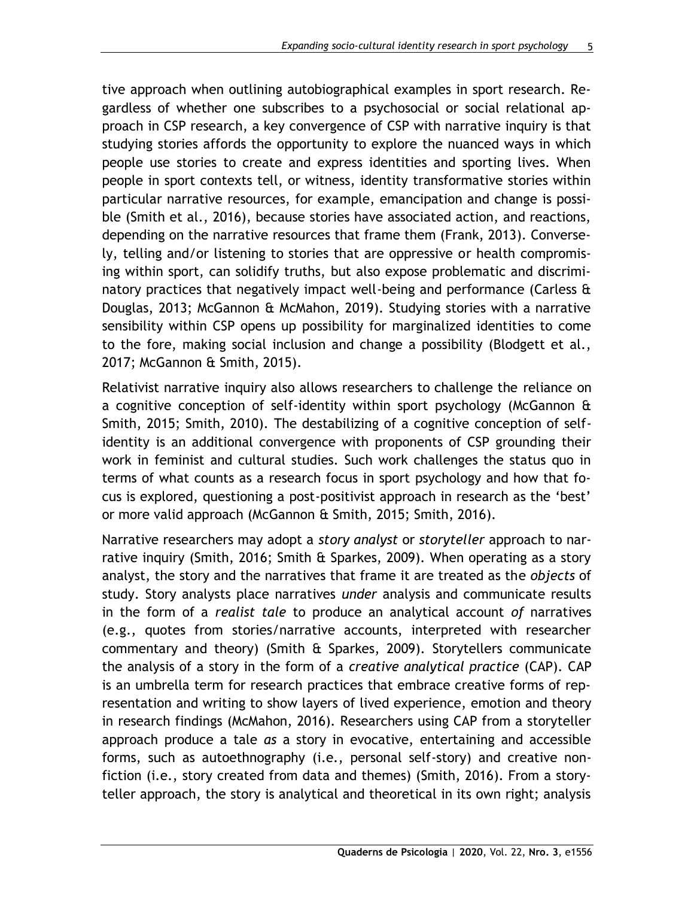tive approach when outlining autobiographical examples in sport research. Regardless of whether one subscribes to a psychosocial or social relational approach in CSP research, a key convergence of CSP with narrative inquiry is that studying stories affords the opportunity to explore the nuanced ways in which people use stories to create and express identities and sporting lives. When people in sport contexts tell, or witness, identity transformative stories within particular narrative resources, for example, emancipation and change is possible (Smith et al., 2016), because stories have associated action, and reactions, depending on the narrative resources that frame them (Frank, 2013). Conversely, telling and/or listening to stories that are oppressive or health compromising within sport, can solidify truths, but also expose problematic and discriminatory practices that negatively impact well-being and performance (Carless & Douglas, 2013; McGannon & McMahon, 2019). Studying stories with a narrative sensibility within CSP opens up possibility for marginalized identities to come to the fore, making social inclusion and change a possibility (Blodgett et al., 2017; McGannon & Smith, 2015).

Relativist narrative inquiry also allows researchers to challenge the reliance on a cognitive conception of self-identity within sport psychology (McGannon & Smith, 2015; Smith, 2010). The destabilizing of a cognitive conception of self-identity is an additional convergence with proponents of CSP grounding their work in feminist and cultural studies. Such work challenges the status quo in terms of what counts as a research focus in sport psychology and how that focus is explored, questioning a post-positivist approach in research as the 'best' or more valid approach (McGannon & Smith, 2015; Smith, 2016).

Narrative researchers may adopt a *story analyst* or *storyteller* approach to narrative inquiry (Smith, 2016; Smith & Sparkes, 2009). When operating as a story analyst, the story and the narratives that frame it are treated as the *objects* of study. Story analysts place narratives *under* analysis and communicate results in the form of a *realist tale* to produce an analytical account *of* narratives (e.g., quotes from stories/narrative accounts, interpreted with researcher commentary and theory) (Smith & Sparkes, 2009). Storytellers communicate the analysis of a story in the form of a *creative analytical practice* (CAP). CAP is an umbrella term for research practices that embrace creative forms of representation and writing to show layers of lived experience, emotion and theory in research findings (McMahon, 2016). Researchers using CAP from a storyteller approach produce a tale *as* a story in evocative, entertaining and accessible forms, such as autoethnography (i.e., personal self-story) and creative non-fiction (i.e., story created from data and themes) (Smith, 2016). From a storyteller approach, the story is analytical and theoretical in its own right; analysis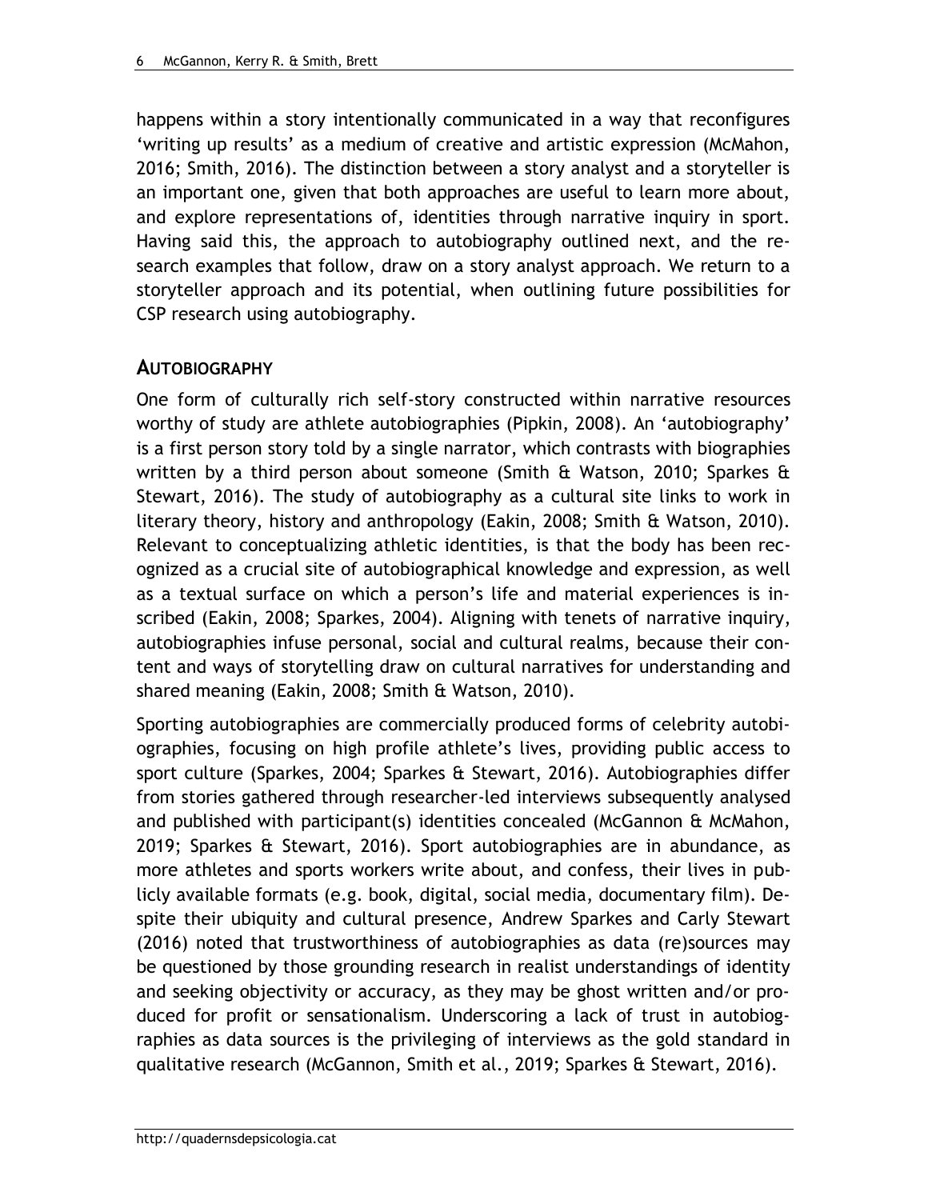happens within a story intentionally communicated in a way that reconfigures 'writing up results' as a medium of creative and artistic expression (McMahon, 2016; Smith, 2016). The distinction between a story analyst and a storyteller is an important one, given that both approaches are useful to learn more about, and explore representations of, identities through narrative inquiry in sport. Having said this, the approach to autobiography outlined next, and the research examples that follow, draw on a story analyst approach. We return to a storyteller approach and its potential, when outlining future possibilities for CSP research using autobiography.

## AUTOBIOGRAPHY

One form of culturally rich self-story constructed within narrative resources worthy of study are athlete autobiographies (Pipkin, 2008). An 'autobiography' is a first person story told by a single narrator, which contrasts with biographies written by a third person about someone (Smith & Watson, 2010; Sparkes & Stewart, 2016). The study of autobiography as a cultural site links to work in literary theory, history and anthropology (Eakin, 2008; Smith & Watson, 2010). Relevant to conceptualizing athletic identities, is that the body has been recognized as a crucial site of autobiographical knowledge and expression, as well as a textual surface on which a person's life and material experiences is inscribed (Eakin, 2008; Sparkes, 2004). Aligning with tenets of narrative inquiry, autobiographies infuse personal, social and cultural realms, because their content and ways of storytelling draw on cultural narratives for understanding and shared meaning (Eakin, 2008; Smith & Watson, 2010).

Sporting autobiographies are commercially produced forms of celebrity autobiographies, focusing on high profile athlete's lives, providing public access to sport culture (Sparkes, 2004; Sparkes & Stewart, 2016). Autobiographies differ from stories gathered through researcher-led interviews subsequently analysed and published with participant(s) identities concealed (McGannon & McMahon, 2019; Sparkes & Stewart, 2016). Sport autobiographies are in abundance, as more athletes and sports workers write about, and confess, their lives in publicly available formats (e.g. book, digital, social media, documentary film). Despite their ubiquity and cultural presence, Andrew Sparkes and Carly Stewart (2016) noted that trustworthiness of autobiographies as data (re)sources may be questioned by those grounding research in realist understandings of identity and seeking objectivity or accuracy, as they may be ghost written and/or produced for profit or sensationalism. Underscoring a lack of trust in autobiographies as data sources is the privileging of interviews as the gold standard in qualitative research (McGannon, Smith et al., 2019; Sparkes & Stewart, 2016).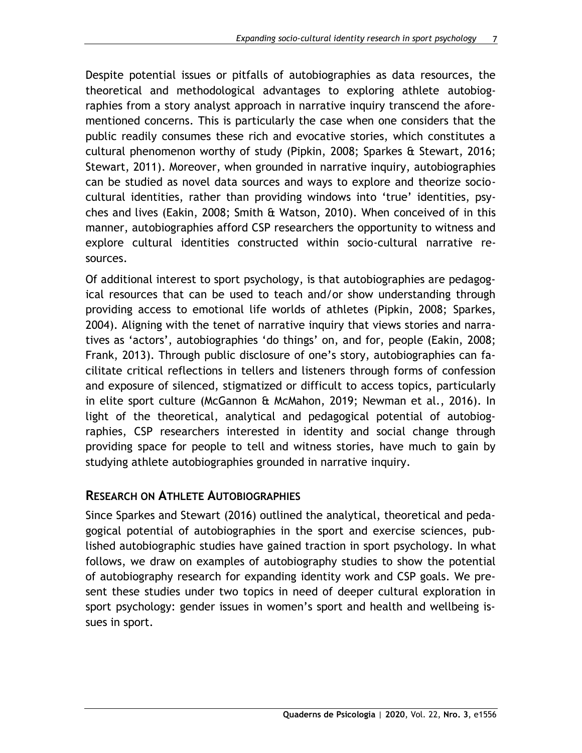Despite potential issues or pitfalls of autobiographies as data resources, the theoretical and methodological advantages to exploring athlete autobiographies from a story analyst approach in narrative inquiry transcend the aforementioned concerns. This is particularly the case when one considers that the public readily consumes these rich and evocative stories, which constitutes a cultural phenomenon worthy of study (Pipkin, 2008; Sparkes & Stewart, 2016; Stewart, 2011). Moreover, when grounded in narrative inquiry, autobiographies can be studied as novel data sources and ways to explore and theorize socio-cultural identities, rather than providing windows into 'true' identities, psyches and lives (Eakin, 2008; Smith & Watson, 2010). When conceived of in this manner, autobiographies afford CSP researchers the opportunity to witness and explore cultural identities constructed within socio-cultural narrative resources.

Of additional interest to sport psychology, is that autobiographies are pedagogical resources that can be used to teach and/or show understanding through providing access to emotional life worlds of athletes (Pipkin, 2008; Sparkes, 2004). Aligning with the tenet of narrative inquiry that views stories and narratives as 'actors', autobiographies 'do things' on, and for, people (Eakin, 2008; Frank, 2013). Through public disclosure of one's story, autobiographies can facilitate critical reflections in tellers and listeners through forms of confession and exposure of silenced, stigmatized or difficult to access topics, particularly in elite sport culture (McGannon & McMahon, 2019; Newman et al., 2016). In light of the theoretical, analytical and pedagogical potential of autobiographies, CSP researchers interested in identity and social change through providing space for people to tell and witness stories, have much to gain by studying athlete autobiographies grounded in narrative inquiry.

## Research on Athlete Autobiographies

Since Sparkes and Stewart (2016) outlined the analytical, theoretical and pedagogical potential of autobiographies in the sport and exercise sciences, published autobiographic studies have gained traction in sport psychology. In what follows, we draw on examples of autobiography studies to show the potential of autobiography research for expanding identity work and CSP goals. We present these studies under two topics in need of deeper cultural exploration in sport psychology: gender issues in women's sport and health and wellbeing issues in sport.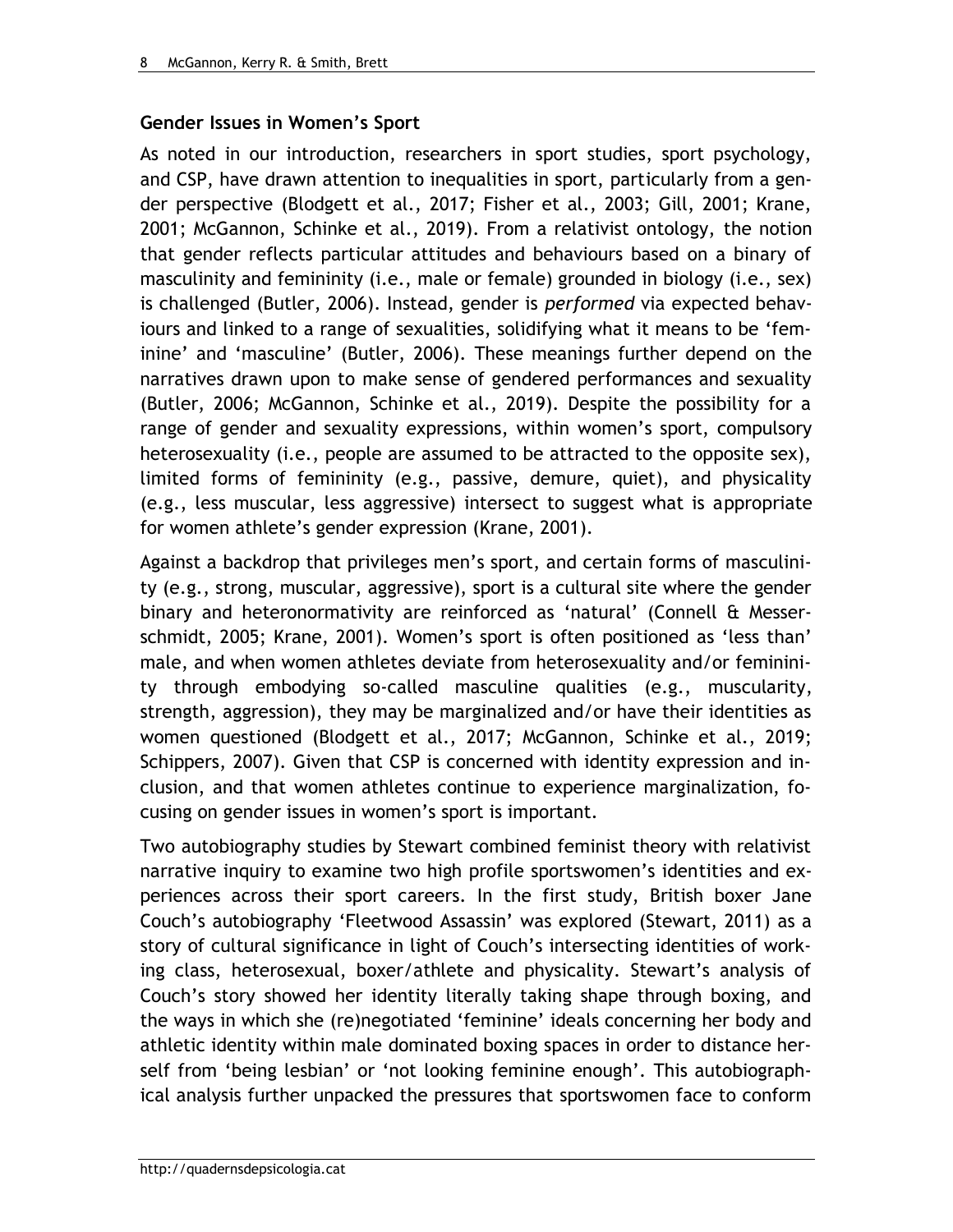## Gender Issues in Women's Sport

As noted in our introduction, researchers in sport studies, sport psychology, and CSP, have drawn attention to inequalities in sport, particularly from a gender perspective (Blodgett et al., 2017; Fisher et al., 2003; Gill, 2001; Krane, 2001; McGannon, Schinke et al., 2019). From a relativist ontology, the notion that gender reflects particular attitudes and behaviours based on a binary of masculinity and femininity (i.e., male or female) grounded in biology (i.e., sex) is challenged (Butler, 2006). Instead, gender is *performed* via expected behaviours and linked to a range of sexualities, solidifying what it means to be 'feminine' and 'masculine' (Butler, 2006). These meanings further depend on the narratives drawn upon to make sense of gendered performances and sexuality (Butler, 2006; McGannon, Schinke et al., 2019). Despite the possibility for a range of gender and sexuality expressions, within women's sport, compulsory heterosexuality (i.e., people are assumed to be attracted to the opposite sex), limited forms of femininity (e.g., passive, demure, quiet), and physicality (e.g., less muscular, less aggressive) intersect to suggest what is appropriate for women athlete's gender expression (Krane, 2001).

Against a backdrop that privileges men's sport, and certain forms of masculinity (e.g., strong, muscular, aggressive), sport is a cultural site where the gender binary and heteronormativity are reinforced as 'natural' (Connell & Messerschmidt, 2005; Krane, 2001). Women's sport is often positioned as 'less than' male, and when women athletes deviate from heterosexuality and/or femininity through embodying so-called masculine qualities (e.g., muscularity, strength, aggression), they may be marginalized and/or have their identities as women questioned (Blodgett et al., 2017; McGannon, Schinke et al., 2019; Schippers, 2007). Given that CSP is concerned with identity expression and inclusion, and that women athletes continue to experience marginalization, focusing on gender issues in women's sport is important.

Two autobiography studies by Stewart combined feminist theory with relativist narrative inquiry to examine two high profile sportswomen's identities and experiences across their sport careers. In the first study, British boxer Jane Couch's autobiography 'Fleetwood Assassin' was explored (Stewart, 2011) as a story of cultural significance in light of Couch's intersecting identities of working class, heterosexual, boxer/athlete and physicality. Stewart's analysis of Couch's story showed her identity literally taking shape through boxing, and the ways in which she (re)negotiated 'feminine' ideals concerning her body and athletic identity within male dominated boxing spaces in order to distance herself from 'being lesbian' or 'not looking feminine enough'. This autobiographical analysis further unpacked the pressures that sportswomen face to conform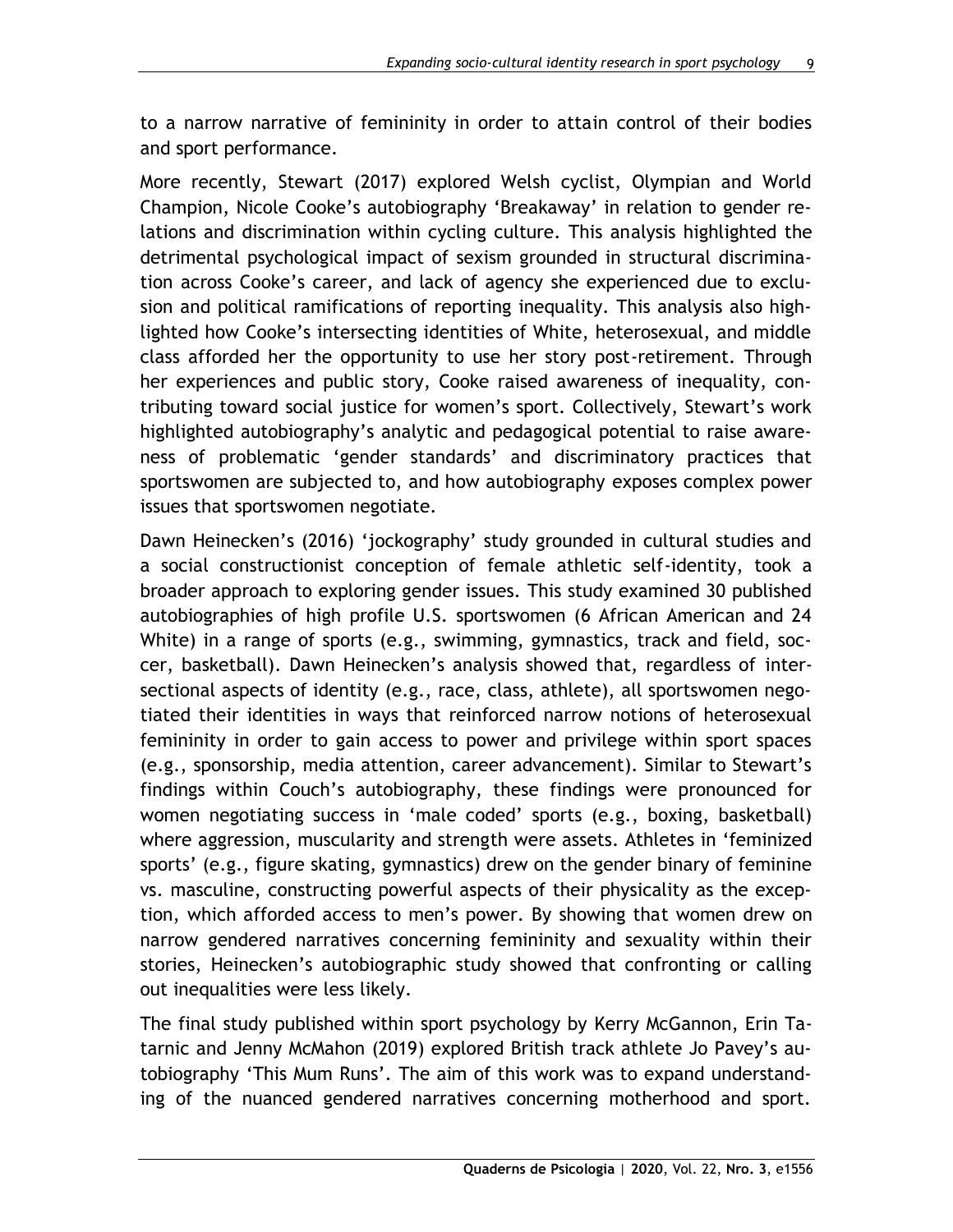to a narrow narrative of femininity in order to attain control of their bodies and sport performance.

More recently, Stewart (2017) explored Welsh cyclist, Olympian and World Champion, Nicole Cooke's autobiography 'Breakaway' in relation to gender relations and discrimination within cycling culture. This analysis highlighted the detrimental psychological impact of sexism grounded in structural discrimination across Cooke's career, and lack of agency she experienced due to exclusion and political ramifications of reporting inequality. This analysis also highlighted how Cooke's intersecting identities of White, heterosexual, and middle class afforded her the opportunity to use her story post-retirement. Through her experiences and public story, Cooke raised awareness of inequality, contributing toward social justice for women's sport. Collectively, Stewart's work highlighted autobiography's analytic and pedagogical potential to raise awareness of problematic 'gender standards' and discriminatory practices that sportswomen are subjected to, and how autobiography exposes complex power issues that sportswomen negotiate.

Dawn Heinecken's (2016) 'jockography' study grounded in cultural studies and a social constructionist conception of female athletic self-identity, took a broader approach to exploring gender issues. This study examined 30 published autobiographies of high profile U.S. sportswomen (6 African American and 24 White) in a range of sports (e.g., swimming, gymnastics, track and field, soccer, basketball). Dawn Heinecken's analysis showed that, regardless of intersectional aspects of identity (e.g., race, class, athlete), all sportswomen negotiated their identities in ways that reinforced narrow notions of heterosexual femininity in order to gain access to power and privilege within sport spaces (e.g., sponsorship, media attention, career advancement). Similar to Stewart's findings within Couch's autobiography, these findings were pronounced for women negotiating success in 'male coded' sports (e.g., boxing, basketball) where aggression, muscularity and strength were assets. Athletes in 'feminized sports' (e.g., figure skating, gymnastics) drew on the gender binary of feminine vs. masculine, constructing powerful aspects of their physicality as the exception, which afforded access to men's power. By showing that women drew on narrow gendered narratives concerning femininity and sexuality within their stories, Heinecken's autobiographic study showed that confronting or calling out inequalities were less likely.

The final study published within sport psychology by Kerry McGannon, Erin Tatarnic and Jenny McMahon (2019) explored British track athlete Jo Pavey's autobiography 'This Mum Runs'. The aim of this work was to expand understanding of the nuanced gendered narratives concerning motherhood and sport.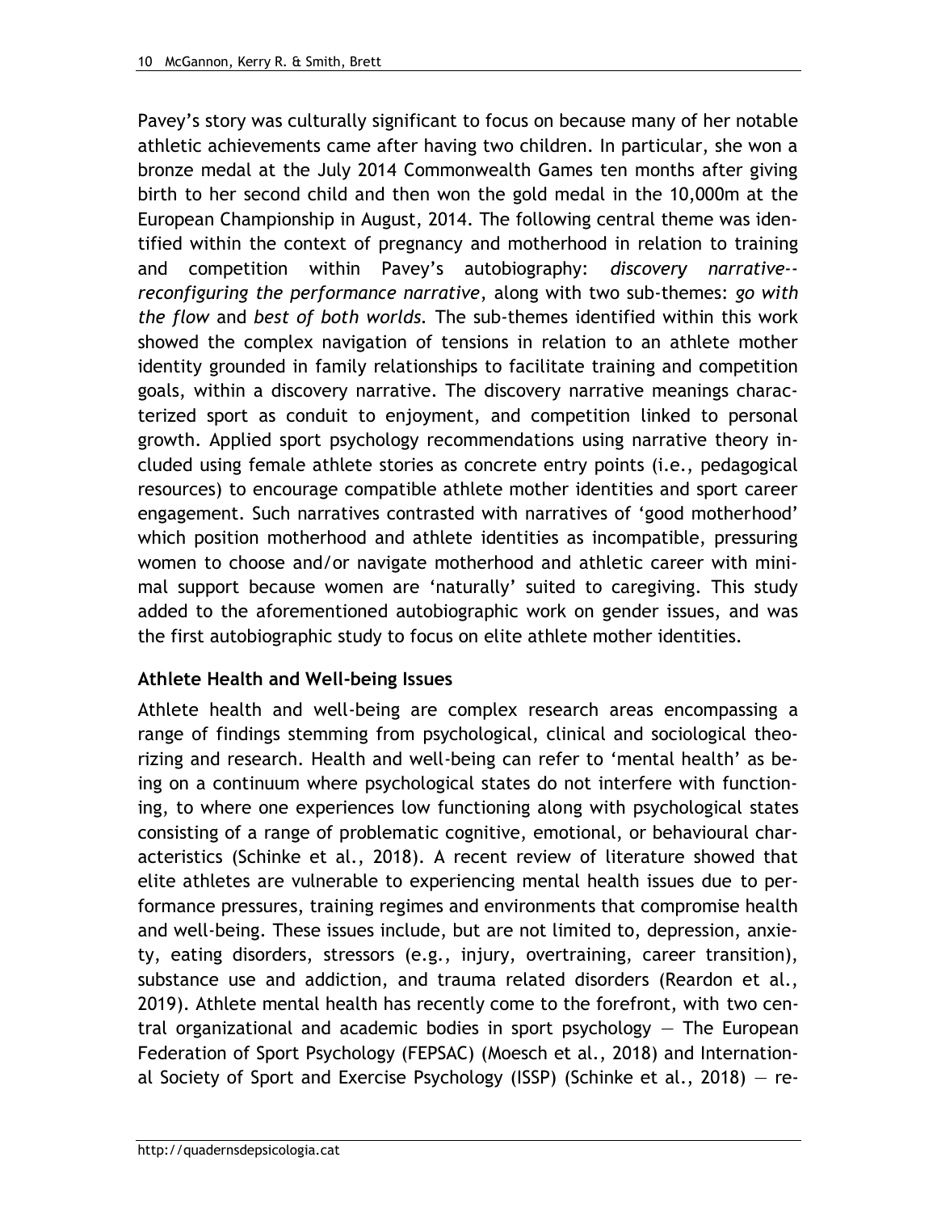Pavey's story was culturally significant to focus on because many of her notable athletic achievements came after having two children. In particular, she won a bronze medal at the July 2014 Commonwealth Games ten months after giving birth to her second child and then won the gold medal in the 10,000m at the European Championship in August, 2014. The following central theme was identified within the context of pregnancy and motherhood in relation to training and competition within Pavey's autobiography: *discovery narrative--reconfiguring the performance narrative*, along with two sub-themes: *go with the flow* and *best of both worlds*. The sub-themes identified within this work showed the complex navigation of tensions in relation to an athlete mother identity grounded in family relationships to facilitate training and competition goals, within a discovery narrative. The discovery narrative meanings characterized sport as conduit to enjoyment, and competition linked to personal growth. Applied sport psychology recommendations using narrative theory included using female athlete stories as concrete entry points (i.e., pedagogical resources) to encourage compatible athlete mother identities and sport career engagement. Such narratives contrasted with narratives of 'good motherhood' which position motherhood and athlete identities as incompatible, pressuring women to choose and/or navigate motherhood and athletic career with minimal support because women are 'naturally' suited to caregiving. This study added to the aforementioned autobiographic work on gender issues, and was the first autobiographic study to focus on elite athlete mother identities.

## Athlete Health and Well-being Issues

Athlete health and well-being are complex research areas encompassing a range of findings stemming from psychological, clinical and sociological theorizing and research. Health and well-being can refer to 'mental health' as being on a continuum where psychological states do not interfere with functioning, to where one experiences low functioning along with psychological states consisting of a range of problematic cognitive, emotional, or behavioural characteristics (Schinke et al., 2018). A recent review of literature showed that elite athletes are vulnerable to experiencing mental health issues due to performance pressures, training regimes and environments that compromise health and well-being. These issues include, but are not limited to, depression, anxiety, eating disorders, stressors (e.g., injury, overtraining, career transition), substance use and addiction, and trauma related disorders (Reardon et al., 2019). Athlete mental health has recently come to the forefront, with two central organizational and academic bodies in sport psychology — The European Federation of Sport Psychology (FEPSAC) (Moesch et al., 2018) and International Society of Sport and Exercise Psychology (ISSP) (Schinke et al., 2018) — re-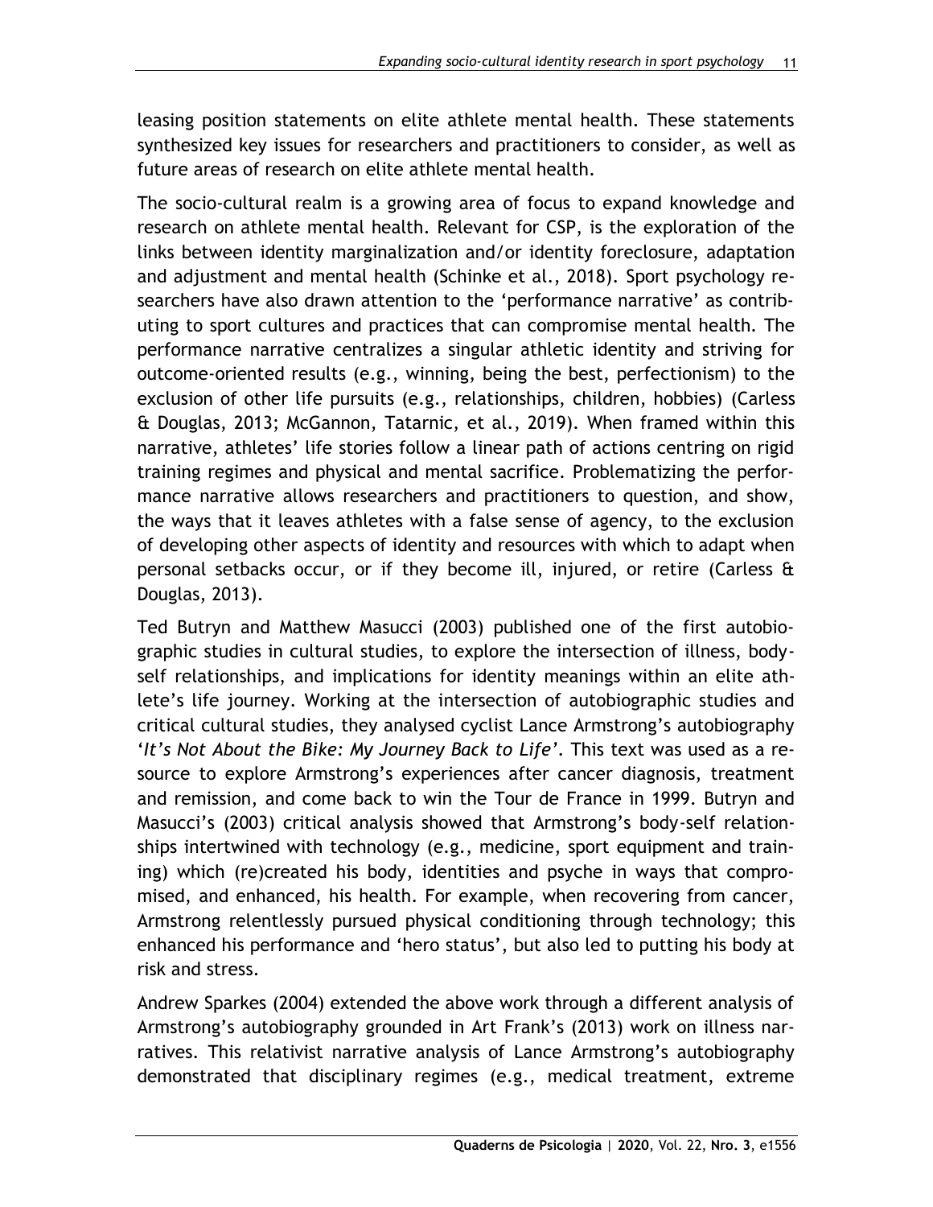leasing position statements on elite athlete mental health. These statements synthesized key issues for researchers and practitioners to consider, as well as future areas of research on elite athlete mental health.

The socio-cultural realm is a growing area of focus to expand knowledge and research on athlete mental health. Relevant for CSP, is the exploration of the links between identity marginalization and/or identity foreclosure, adaptation and adjustment and mental health (Schinke et al., 2018). Sport psychology researchers have also drawn attention to the 'performance narrative' as contributing to sport cultures and practices that can compromise mental health. The performance narrative centralizes a singular athletic identity and striving for outcome-oriented results (e.g., winning, being the best, perfectionism) to the exclusion of other life pursuits (e.g., relationships, children, hobbies) (Carless & Douglas, 2013; McGannon, Tatarnic, et al., 2019). When framed within this narrative, athletes' life stories follow a linear path of actions centring on rigid training regimes and physical and mental sacrifice. Problematizing the performance narrative allows researchers and practitioners to question, and show, the ways that it leaves athletes with a false sense of agency, to the exclusion of developing other aspects of identity and resources with which to adapt when personal setbacks occur, or if they become ill, injured, or retire (Carless & Douglas, 2013).

Ted Butryn and Matthew Masucci (2003) published one of the first autobiographic studies in cultural studies, to explore the intersection of illness, body-self relationships, and implications for identity meanings within an elite athlete's life journey. Working at the intersection of autobiographic studies and critical cultural studies, they analysed cyclist Lance Armstrong's autobiography '*It's Not About the Bike: My Journey Back to Life*'. This text was used as a resource to explore Armstrong's experiences after cancer diagnosis, treatment and remission, and come back to win the Tour de France in 1999. Butryn and Masucci's (2003) critical analysis showed that Armstrong's body-self relationships intertwined with technology (e.g., medicine, sport equipment and training) which (re)created his body, identities and psyche in ways that compromised, and enhanced, his health. For example, when recovering from cancer, Armstrong relentlessly pursued physical conditioning through technology; this enhanced his performance and 'hero status', but also led to putting his body at risk and stress.

Andrew Sparkes (2004) extended the above work through a different analysis of Armstrong's autobiography grounded in Art Frank's (2013) work on illness narratives. This relativist narrative analysis of Lance Armstrong's autobiography demonstrated that disciplinary regimes (e.g., medical treatment, extreme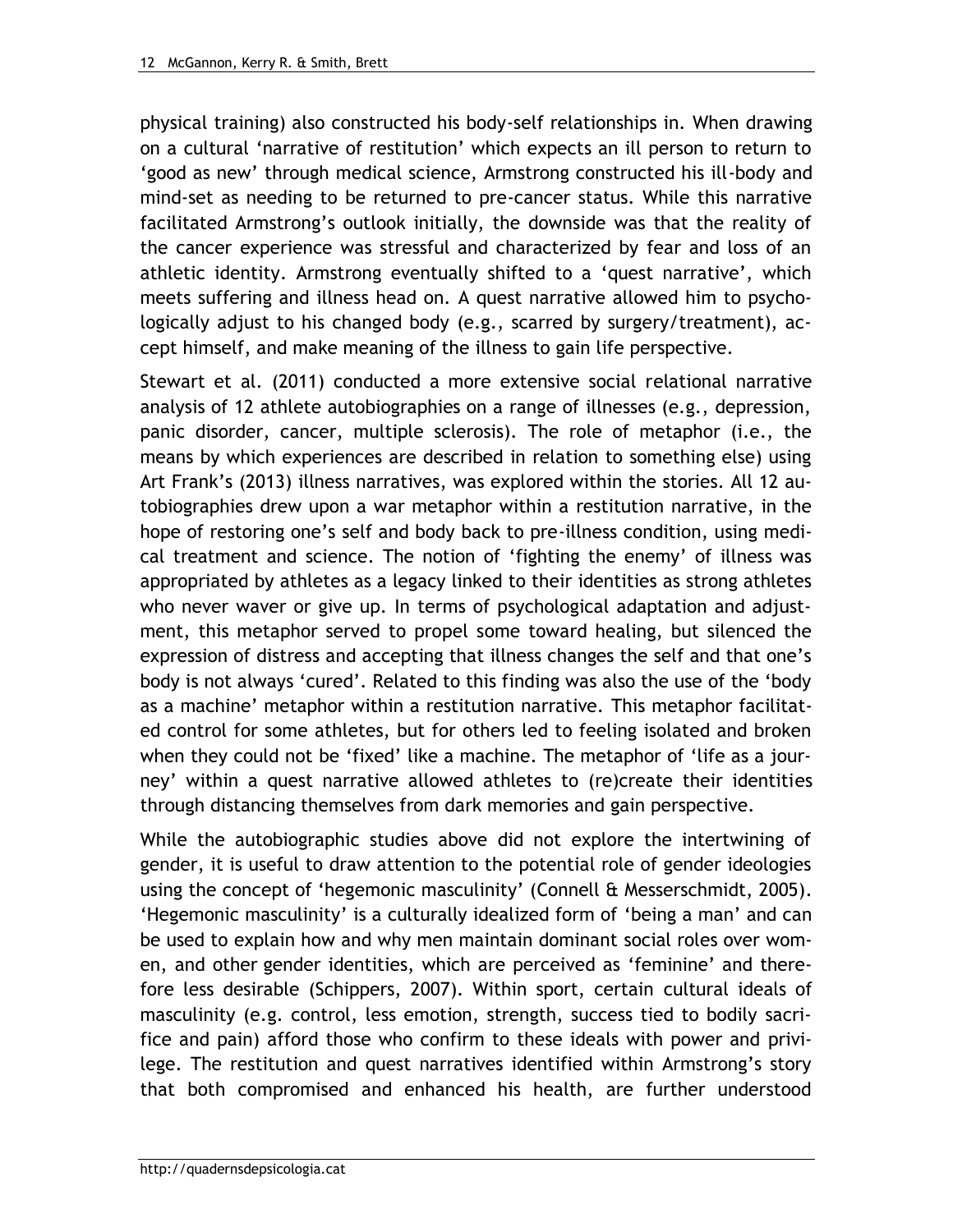physical training) also constructed his body-self relationships in. When drawing on a cultural 'narrative of restitution' which expects an ill person to return to 'good as new' through medical science, Armstrong constructed his ill-body and mind-set as needing to be returned to pre-cancer status. While this narrative facilitated Armstrong's outlook initially, the downside was that the reality of the cancer experience was stressful and characterized by fear and loss of an athletic identity. Armstrong eventually shifted to a 'quest narrative', which meets suffering and illness head on. A quest narrative allowed him to psychologically adjust to his changed body (e.g., scarred by surgery/treatment), accept himself, and make meaning of the illness to gain life perspective.

Stewart et al. (2011) conducted a more extensive social relational narrative analysis of 12 athlete autobiographies on a range of illnesses (e.g., depression, panic disorder, cancer, multiple sclerosis). The role of metaphor (i.e., the means by which experiences are described in relation to something else) using Art Frank's (2013) illness narratives, was explored within the stories. All 12 autobiographies drew upon a war metaphor within a restitution narrative, in the hope of restoring one's self and body back to pre-illness condition, using medical treatment and science. The notion of 'fighting the enemy' of illness was appropriated by athletes as a legacy linked to their identities as strong athletes who never waver or give up. In terms of psychological adaptation and adjustment, this metaphor served to propel some toward healing, but silenced the expression of distress and accepting that illness changes the self and that one's body is not always 'cured'. Related to this finding was also the use of the 'body as a machine' metaphor within a restitution narrative. This metaphor facilitated control for some athletes, but for others led to feeling isolated and broken when they could not be 'fixed' like a machine. The metaphor of 'life as a journey' within a quest narrative allowed athletes to (re)create their identities through distancing themselves from dark memories and gain perspective.

While the autobiographic studies above did not explore the intertwining of gender, it is useful to draw attention to the potential role of gender ideologies using the concept of 'hegemonic masculinity' (Connell & Messerschmidt, 2005). 'Hegemonic masculinity' is a culturally idealized form of 'being a man' and can be used to explain how and why men maintain dominant social roles over women, and other gender identities, which are perceived as 'feminine' and therefore less desirable (Schippers, 2007). Within sport, certain cultural ideals of masculinity (e.g. control, less emotion, strength, success tied to bodily sacrifice and pain) afford those who confirm to these ideals with power and privilege. The restitution and quest narratives identified within Armstrong's story that both compromised and enhanced his health, are further understood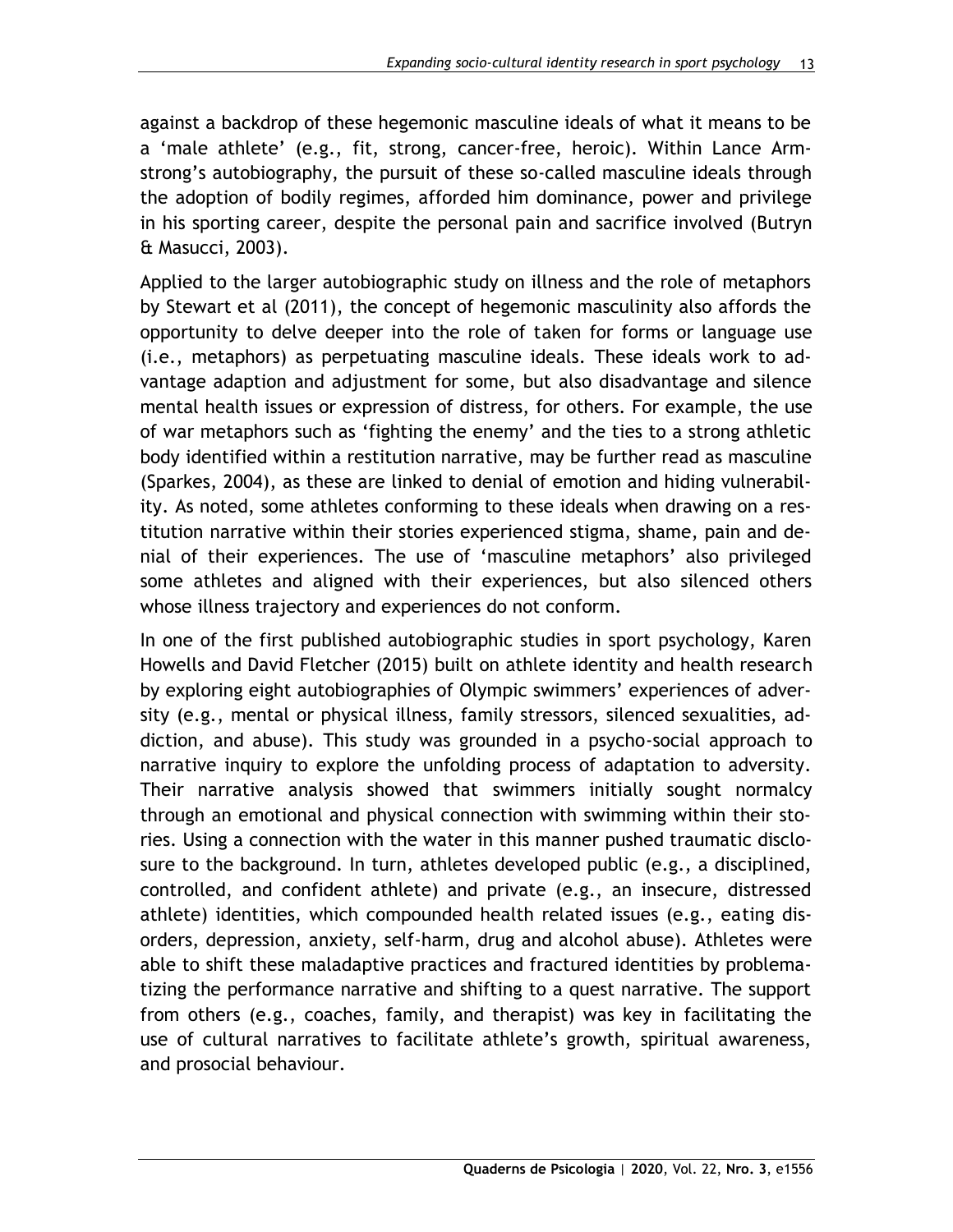against a backdrop of these hegemonic masculine ideals of what it means to be a 'male athlete' (e.g., fit, strong, cancer-free, heroic). Within Lance Armstrong's autobiography, the pursuit of these so-called masculine ideals through the adoption of bodily regimes, afforded him dominance, power and privilege in his sporting career, despite the personal pain and sacrifice involved (Butryn & Masucci, 2003).

Applied to the larger autobiographic study on illness and the role of metaphors by Stewart et al (2011), the concept of hegemonic masculinity also affords the opportunity to delve deeper into the role of taken for forms or language use (i.e., metaphors) as perpetuating masculine ideals. These ideals work to advantage adaption and adjustment for some, but also disadvantage and silence mental health issues or expression of distress, for others. For example, the use of war metaphors such as 'fighting the enemy' and the ties to a strong athletic body identified within a restitution narrative, may be further read as masculine (Sparkes, 2004), as these are linked to denial of emotion and hiding vulnerability. As noted, some athletes conforming to these ideals when drawing on a restitution narrative within their stories experienced stigma, shame, pain and denial of their experiences. The use of 'masculine metaphors' also privileged some athletes and aligned with their experiences, but also silenced others whose illness trajectory and experiences do not conform.

In one of the first published autobiographic studies in sport psychology, Karen Howells and David Fletcher (2015) built on athlete identity and health research by exploring eight autobiographies of Olympic swimmers' experiences of adversity (e.g., mental or physical illness, family stressors, silenced sexualities, addiction, and abuse). This study was grounded in a psycho-social approach to narrative inquiry to explore the unfolding process of adaptation to adversity. Their narrative analysis showed that swimmers initially sought normalcy through an emotional and physical connection with swimming within their stories. Using a connection with the water in this manner pushed traumatic disclosure to the background. In turn, athletes developed public (e.g., a disciplined, controlled, and confident athlete) and private (e.g., an insecure, distressed athlete) identities, which compounded health related issues (e.g., eating disorders, depression, anxiety, self-harm, drug and alcohol abuse). Athletes were able to shift these maladaptive practices and fractured identities by problematizing the performance narrative and shifting to a quest narrative. The support from others (e.g., coaches, family, and therapist) was key in facilitating the use of cultural narratives to facilitate athlete's growth, spiritual awareness, and prosocial behaviour.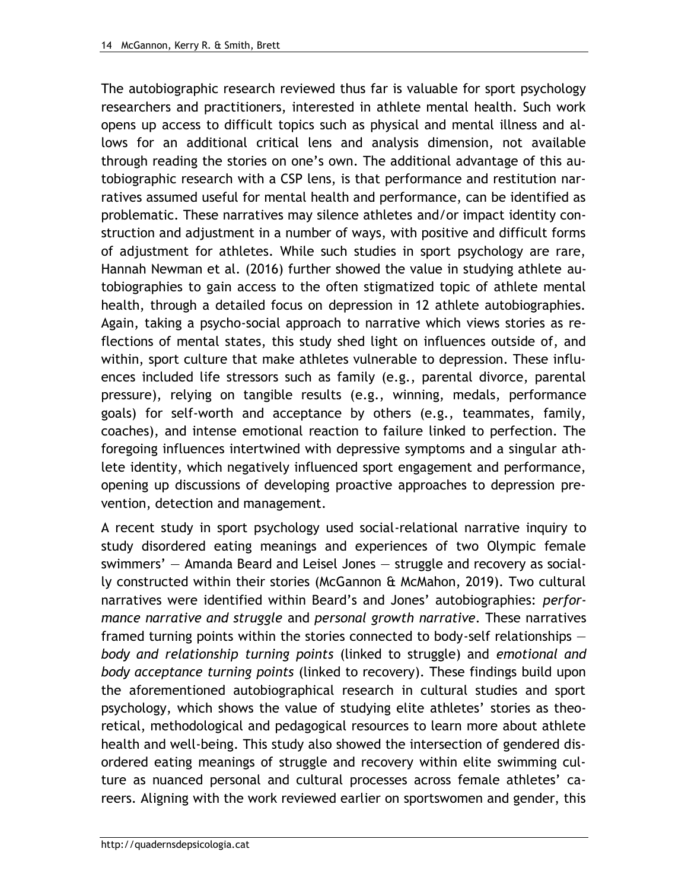The autobiographic research reviewed thus far is valuable for sport psychology researchers and practitioners, interested in athlete mental health. Such work opens up access to difficult topics such as physical and mental illness and allows for an additional critical lens and analysis dimension, not available through reading the stories on one's own. The additional advantage of this autobiographic research with a CSP lens, is that performance and restitution narratives assumed useful for mental health and performance, can be identified as problematic. These narratives may silence athletes and/or impact identity construction and adjustment in a number of ways, with positive and difficult forms of adjustment for athletes. While such studies in sport psychology are rare, Hannah Newman et al. (2016) further showed the value in studying athlete autobiographies to gain access to the often stigmatized topic of athlete mental health, through a detailed focus on depression in 12 athlete autobiographies. Again, taking a psycho-social approach to narrative which views stories as reflections of mental states, this study shed light on influences outside of, and within, sport culture that make athletes vulnerable to depression. These influences included life stressors such as family (e.g., parental divorce, parental pressure), relying on tangible results (e.g., winning, medals, performance goals) for self-worth and acceptance by others (e.g., teammates, family, coaches), and intense emotional reaction to failure linked to perfection. The foregoing influences intertwined with depressive symptoms and a singular athlete identity, which negatively influenced sport engagement and performance, opening up discussions of developing proactive approaches to depression prevention, detection and management.

A recent study in sport psychology used social-relational narrative inquiry to study disordered eating meanings and experiences of two Olympic female swimmers' — Amanda Beard and Leisel Jones — struggle and recovery as socially constructed within their stories (McGannon & McMahon, 2019). Two cultural narratives were identified within Beard's and Jones' autobiographies: *performance narrative and struggle* and *personal growth narrative*. These narratives framed turning points within the stories connected to body-self relationships — *body and relationship turning points* (linked to struggle) and *emotional and body acceptance turning points* (linked to recovery). These findings build upon the aforementioned autobiographical research in cultural studies and sport psychology, which shows the value of studying elite athletes' stories as theoretical, methodological and pedagogical resources to learn more about athlete health and well-being. This study also showed the intersection of gendered disordered eating meanings of struggle and recovery within elite swimming culture as nuanced personal and cultural processes across female athletes' careers. Aligning with the work reviewed earlier on sportswomen and gender, this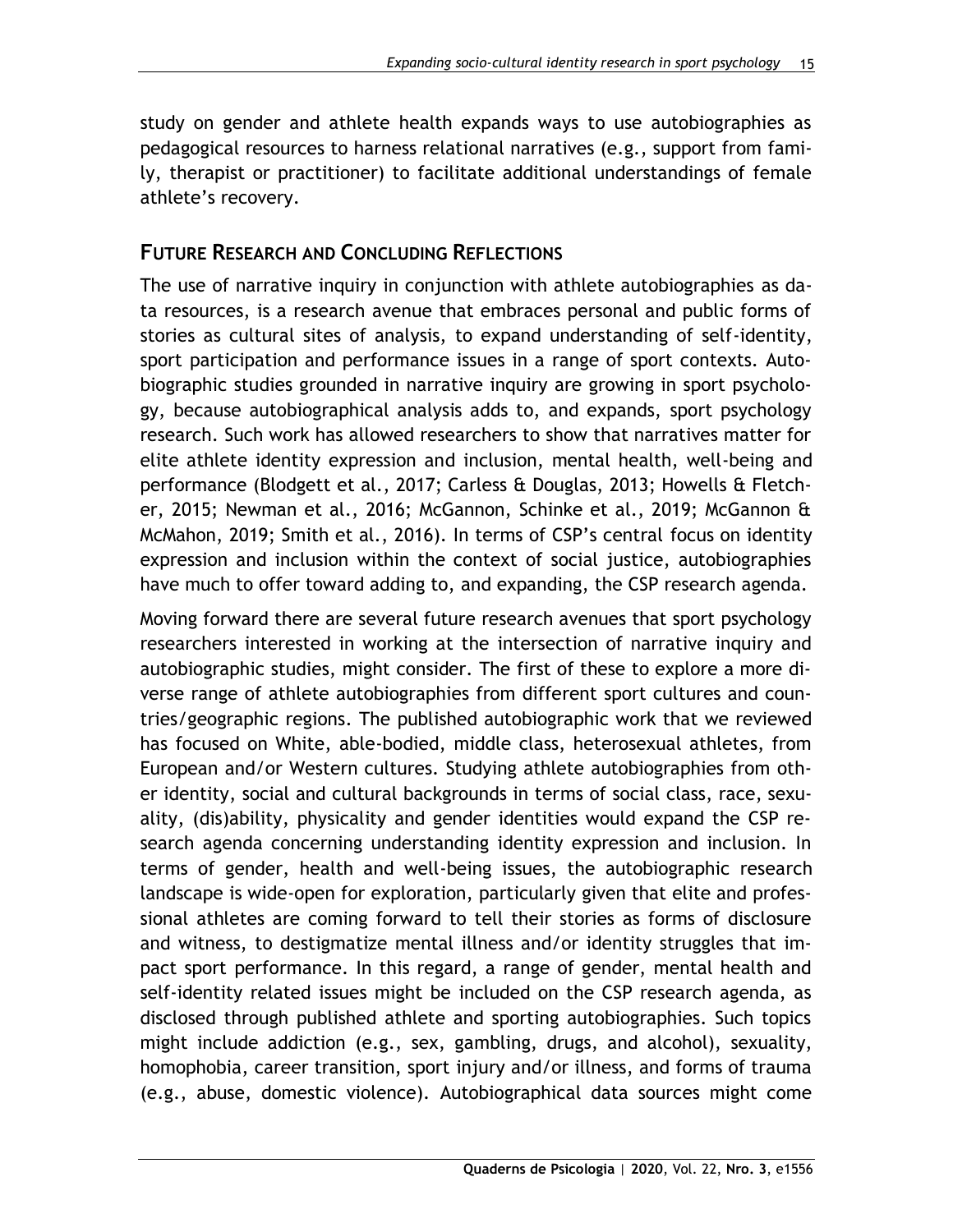study on gender and athlete health expands ways to use autobiographies as pedagogical resources to harness relational narratives (e.g., support from family, therapist or practitioner) to facilitate additional understandings of female athlete's recovery.

## FUTURE RESEARCH AND CONCLUDING REFLECTIONS

The use of narrative inquiry in conjunction with athlete autobiographies as data resources, is a research avenue that embraces personal and public forms of stories as cultural sites of analysis, to expand understanding of self-identity, sport participation and performance issues in a range of sport contexts. Autobiographic studies grounded in narrative inquiry are growing in sport psychology, because autobiographical analysis adds to, and expands, sport psychology research. Such work has allowed researchers to show that narratives matter for elite athlete identity expression and inclusion, mental health, well-being and performance (Blodgett et al., 2017; Carless & Douglas, 2013; Howells & Fletcher, 2015; Newman et al., 2016; McGannon, Schinke et al., 2019; McGannon & McMahon, 2019; Smith et al., 2016). In terms of CSP's central focus on identity expression and inclusion within the context of social justice, autobiographies have much to offer toward adding to, and expanding, the CSP research agenda.

Moving forward there are several future research avenues that sport psychology researchers interested in working at the intersection of narrative inquiry and autobiographic studies, might consider. The first of these to explore a more diverse range of athlete autobiographies from different sport cultures and countries/geographic regions. The published autobiographic work that we reviewed has focused on White, able-bodied, middle class, heterosexual athletes, from European and/or Western cultures. Studying athlete autobiographies from other identity, social and cultural backgrounds in terms of social class, race, sexuality, (dis)ability, physicality and gender identities would expand the CSP research agenda concerning understanding identity expression and inclusion. In terms of gender, health and well-being issues, the autobiographic research landscape is wide-open for exploration, particularly given that elite and professional athletes are coming forward to tell their stories as forms of disclosure and witness, to destigmatize mental illness and/or identity struggles that impact sport performance. In this regard, a range of gender, mental health and self-identity related issues might be included on the CSP research agenda, as disclosed through published athlete and sporting autobiographies. Such topics might include addiction (e.g., sex, gambling, drugs, and alcohol), sexuality, homophobia, career transition, sport injury and/or illness, and forms of trauma (e.g., abuse, domestic violence). Autobiographical data sources might come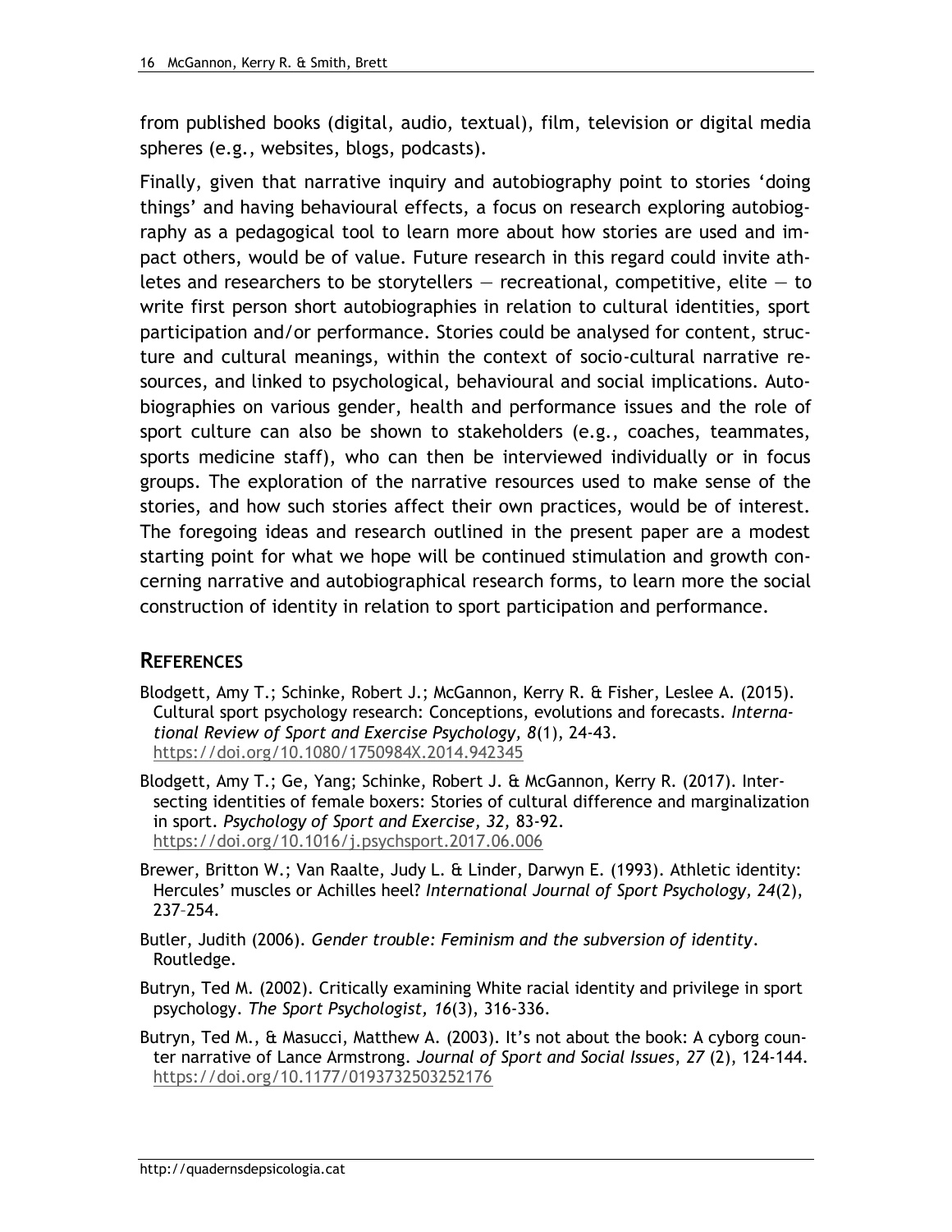from published books (digital, audio, textual), film, television or digital media spheres (e.g., websites, blogs, podcasts).

Finally, given that narrative inquiry and autobiography point to stories 'doing things' and having behavioural effects, a focus on research exploring autobiography as a pedagogical tool to learn more about how stories are used and impact others, would be of value. Future research in this regard could invite athletes and researchers to be storytellers — recreational, competitive, elite — to write first person short autobiographies in relation to cultural identities, sport participation and/or performance. Stories could be analysed for content, structure and cultural meanings, within the context of socio-cultural narrative resources, and linked to psychological, behavioural and social implications. Autobiographies on various gender, health and performance issues and the role of sport culture can also be shown to stakeholders (e.g., coaches, teammates, sports medicine staff), who can then be interviewed individually or in focus groups. The exploration of the narrative resources used to make sense of the stories, and how such stories affect their own practices, would be of interest. The foregoing ideas and research outlined in the present paper are a modest starting point for what we hope will be continued stimulation and growth concerning narrative and autobiographical research forms, to learn more the social construction of identity in relation to sport participation and performance.

## References

Blodgett, Amy T.; Schinke, Robert J.; McGannon, Kerry R. & Fisher, Leslee A. (2015). Cultural sport psychology research: Conceptions, evolutions and forecasts. *International Review of Sport and Exercise Psychology, 8*(1), 24-43. https://doi.org/10.1080/1750984X.2014.942345

Blodgett, Amy T.; Ge, Yang; Schinke, Robert J. & McGannon, Kerry R. (2017). Intersecting identities of female boxers: Stories of cultural difference and marginalization in sport. *Psychology of Sport and Exercise, 32,* 83-92. https://doi.org/10.1016/j.psychsport.2017.06.006

Brewer, Britton W.; Van Raalte, Judy L. & Linder, Darwyn E. (1993). Athletic identity: Hercules' muscles or Achilles heel? *International Journal of Sport Psychology, 24*(2), 237–254.

Butler, Judith (2006). *Gender trouble: Feminism and the subversion of identity*. Routledge.

Butryn, Ted M. (2002). Critically examining White racial identity and privilege in sport psychology. *The Sport Psychologist, 16*(3), 316-336.

Butryn, Ted M., & Masucci, Matthew A. (2003). It's not about the book: A cyborg counter narrative of Lance Armstrong. *Journal of Sport and Social Issues*, *27* (2), 124-144. https://doi.org/10.1177/0193732503252176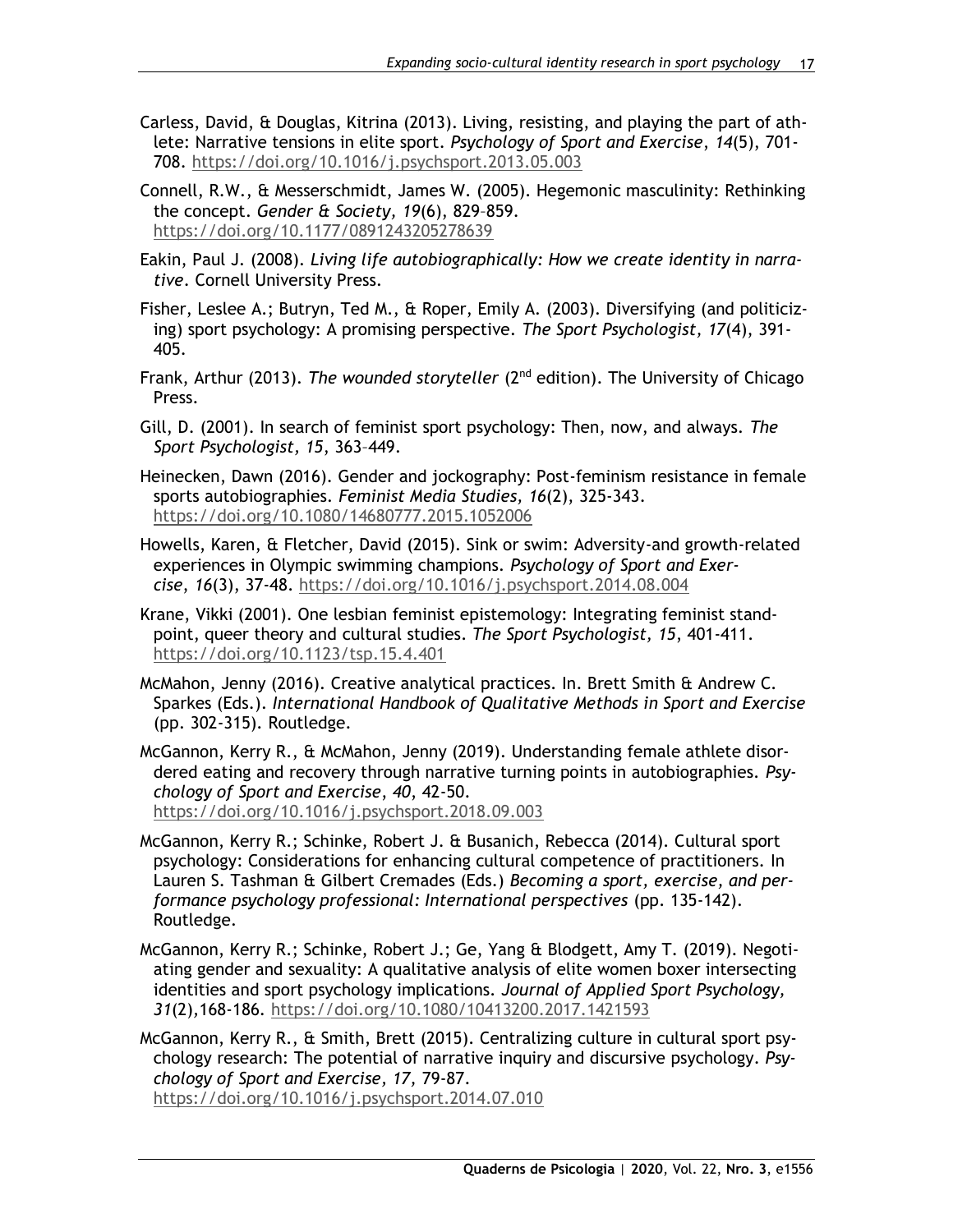Carless, David, & Douglas, Kitrina (2013). Living, resisting, and playing the part of athlete: Narrative tensions in elite sport. *Psychology of Sport and Exercise*, *14*(5), 701-708. https://doi.org/10.1016/j.psychsport.2013.05.003

Connell, R.W., & Messerschmidt, James W. (2005). Hegemonic masculinity: Rethinking the concept. *Gender & Society, 19*(6), 829–859. https://doi.org/10.1177/0891243205278639

Eakin, Paul J. (2008). *Living life autobiographically: How we create identity in narrative*. Cornell University Press.

Fisher, Leslee A.; Butryn, Ted M., & Roper, Emily A. (2003). Diversifying (and politicizing) sport psychology: A promising perspective. *The Sport Psychologist, 17*(4), 391-405.

Frank, Arthur (2013). *The wounded storyteller* (2nd edition). The University of Chicago Press.

Gill, D. (2001). In search of feminist sport psychology: Then, now, and always. *The Sport Psychologist, 15*, 363–449.

Heinecken, Dawn (2016). Gender and jockography: Post-feminism resistance in female sports autobiographies. *Feminist Media Studies, 16*(2), 325-343. https://doi.org/10.1080/14680777.2015.1052006

Howells, Karen, & Fletcher, David (2015). Sink or swim: Adversity-and growth-related experiences in Olympic swimming champions. *Psychology of Sport and Exercise*, *16*(3), 37-48. https://doi.org/10.1016/j.psychsport.2014.08.004

Krane, Vikki (2001). One lesbian feminist epistemology: Integrating feminist standpoint, queer theory and cultural studies. *The Sport Psychologist, 15*, 401-411. https://doi.org/10.1123/tsp.15.4.401

McMahon, Jenny (2016). Creative analytical practices. In. Brett Smith & Andrew C. Sparkes (Eds.). *International Handbook of Qualitative Methods in Sport and Exercise* (pp. 302-315). Routledge.

McGannon, Kerry R., & McMahon, Jenny (2019). Understanding female athlete disordered eating and recovery through narrative turning points in autobiographies. *Psychology of Sport and Exercise*, *40*, 42-50. https://doi.org/10.1016/j.psychsport.2018.09.003

McGannon, Kerry R.; Schinke, Robert J. & Busanich, Rebecca (2014). Cultural sport psychology: Considerations for enhancing cultural competence of practitioners. In Lauren S. Tashman & Gilbert Cremades (Eds.) *Becoming a sport, exercise, and performance psychology professional: International perspectives* (pp. 135-142). Routledge.

McGannon, Kerry R.; Schinke, Robert J.; Ge, Yang & Blodgett, Amy T. (2019). Negotiating gender and sexuality: A qualitative analysis of elite women boxer intersecting identities and sport psychology implications. *Journal of Applied Sport Psychology, 31*(2),168-186. https://doi.org/10.1080/10413200.2017.1421593

McGannon, Kerry R., & Smith, Brett (2015). Centralizing culture in cultural sport psychology research: The potential of narrative inquiry and discursive psychology. *Psychology of Sport and Exercise, 17,* 79-87. https://doi.org/10.1016/j.psychsport.2014.07.010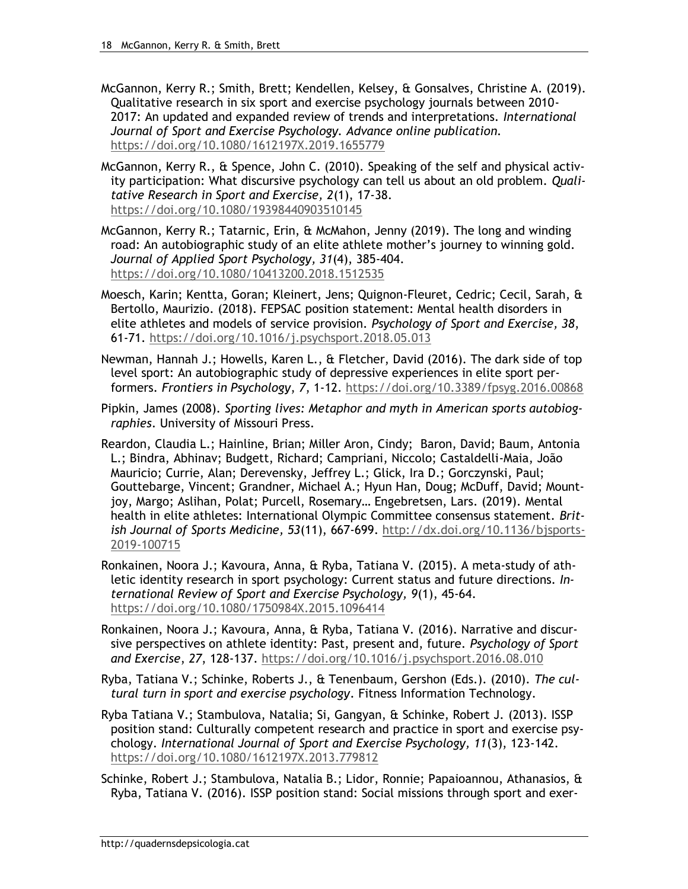McGannon, Kerry R.; Smith, Brett; Kendellen, Kelsey, & Gonsalves, Christine A. (2019). Qualitative research in six sport and exercise psychology journals between 2010-2017: An updated and expanded review of trends and interpretations. *International Journal of Sport and Exercise Psychology. Advance online publication.* https://doi.org/10.1080/1612197X.2019.1655779

McGannon, Kerry R., & Spence, John C. (2010). Speaking of the self and physical activity participation: What discursive psychology can tell us about an old problem. *Qualitative Research in Sport and Exercise, 2*(1), 17-38. https://doi.org/10.1080/19398440903510145

McGannon, Kerry R.; Tatarnic, Erin, & McMahon, Jenny (2019). The long and winding road: An autobiographic study of an elite athlete mother's journey to winning gold. *Journal of Applied Sport Psychology, 31*(4), 385-404. https://doi.org/10.1080/10413200.2018.1512535

Moesch, Karin; Kentta, Goran; Kleinert, Jens; Quignon-Fleuret, Cedric; Cecil, Sarah, & Bertollo, Maurizio. (2018). FEPSAC position statement: Mental health disorders in elite athletes and models of service provision. *Psychology of Sport and Exercise, 38*, 61-71. https://doi.org/10.1016/j.psychsport.2018.05.013

Newman, Hannah J.; Howells, Karen L., & Fletcher, David (2016). The dark side of top level sport: An autobiographic study of depressive experiences in elite sport performers. *Frontiers in Psychology*, *7*, 1-12. https://doi.org/10.3389/fpsyg.2016.00868

Pipkin, James (2008). *Sporting lives: Metaphor and myth in American sports autobiographies*. University of Missouri Press.

Reardon, Claudia L.; Hainline, Brian; Miller Aron, Cindy; Baron, David; Baum, Antonia L.; Bindra, Abhinav; Budgett, Richard; Campriani, Niccolo; Castaldelli-Maia, João Mauricio; Currie, Alan; Derevensky, Jeffrey L.; Glick, Ira D.; Gorczynski, Paul; Gouttebarge, Vincent; Grandner, Michael A.; Hyun Han, Doug; McDuff, David; Mountjoy, Margo; Aslihan, Polat; Purcell, Rosemary… Engebretsen, Lars. (2019). Mental health in elite athletes: International Olympic Committee consensus statement. *British Journal of Sports Medicine, 53*(11), 667-699. http://dx.doi.org/10.1136/bjsports-2019-100715

Ronkainen, Noora J.; Kavoura, Anna, & Ryba, Tatiana V. (2015). A meta-study of athletic identity research in sport psychology: Current status and future directions. *International Review of Sport and Exercise Psychology, 9*(1), 45-64. https://doi.org/10.1080/1750984X.2015.1096414

Ronkainen, Noora J.; Kavoura, Anna, & Ryba, Tatiana V. (2016). Narrative and discursive perspectives on athlete identity: Past, present and, future. *Psychology of Sport and Exercise*, *27*, 128-137. https://doi.org/10.1016/j.psychsport.2016.08.010

Ryba, Tatiana V.; Schinke, Roberts J., & Tenenbaum, Gershon (Eds.). (2010). *The cultural turn in sport and exercise psychology*. Fitness Information Technology.

Ryba Tatiana V.; Stambulova, Natalia; Si, Gangyan, & Schinke, Robert J. (2013). ISSP position stand: Culturally competent research and practice in sport and exercise psychology. *International Journal of Sport and Exercise Psychology, 11*(3), 123-142. https://doi.org/10.1080/1612197X.2013.779812

Schinke, Robert J.; Stambulova, Natalia B.; Lidor, Ronnie; Papaioannou, Athanasios, & Ryba, Tatiana V. (2016). ISSP position stand: Social missions through sport and exer-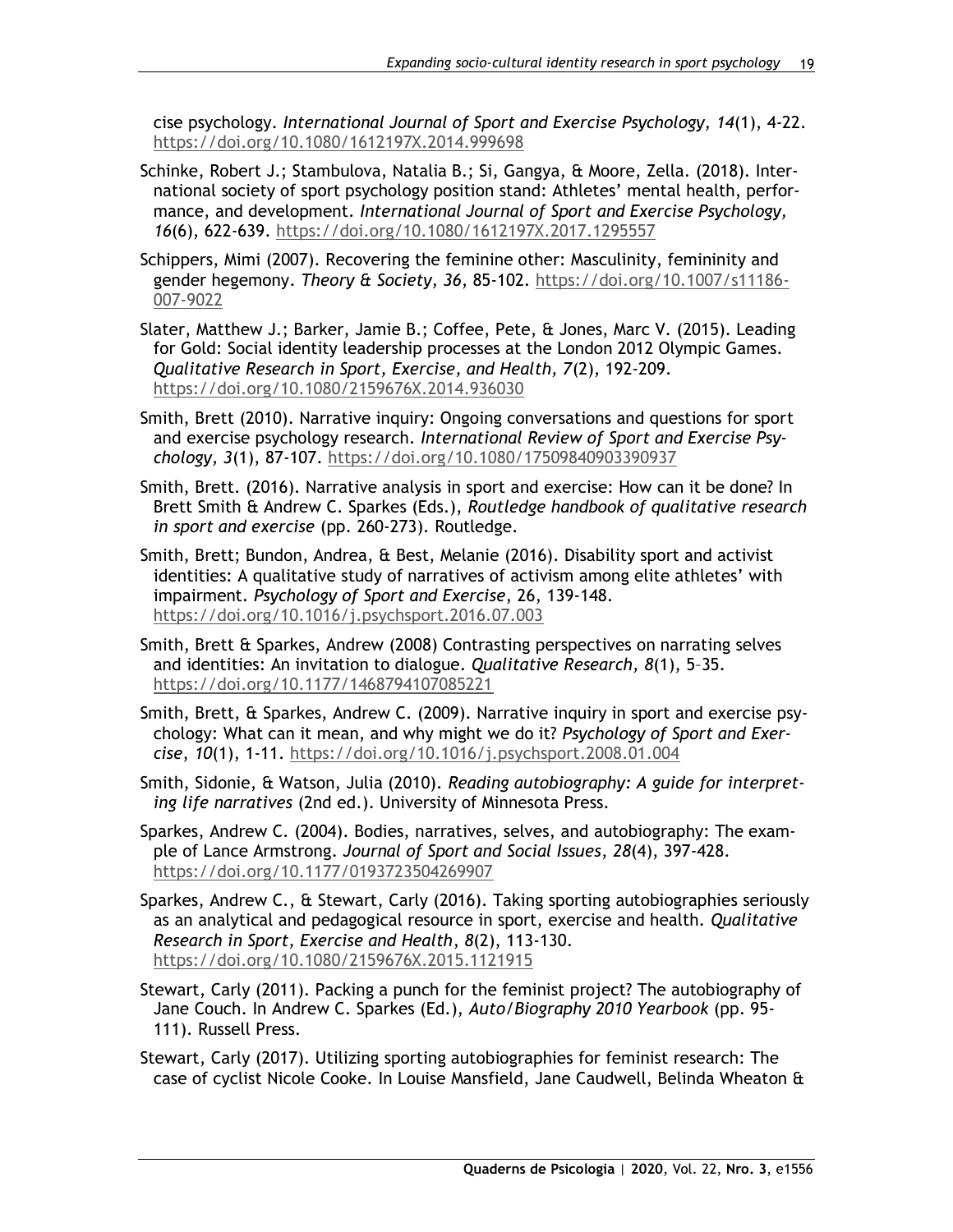cise psychology. *International Journal of Sport and Exercise Psychology, 14*(1), 4-22. https://doi.org/10.1080/1612197X.2014.999698

Schinke, Robert J.; Stambulova, Natalia B.; Si, Gangya, & Moore, Zella. (2018). International society of sport psychology position stand: Athletes' mental health, performance, and development. *International Journal of Sport and Exercise Psychology, 16*(6), 622-639. https://doi.org/10.1080/1612197X.2017.1295557

Schippers, Mimi (2007). Recovering the feminine other: Masculinity, femininity and gender hegemony. *Theory & Society, 36*, 85-102. https://doi.org/10.1007/s11186-007-9022

Slater, Matthew J.; Barker, Jamie B.; Coffee, Pete, & Jones, Marc V. (2015). Leading for Gold: Social identity leadership processes at the London 2012 Olympic Games. *Qualitative Research in Sport, Exercise, and Health, 7*(2), 192-209. https://doi.org/10.1080/2159676X.2014.936030

Smith, Brett (2010). Narrative inquiry: Ongoing conversations and questions for sport and exercise psychology research. *International Review of Sport and Exercise Psychology, 3*(1), 87-107. https://doi.org/10.1080/17509840903390937

Smith, Brett. (2016). Narrative analysis in sport and exercise: How can it be done? In Brett Smith & Andrew C. Sparkes (Eds.), *Routledge handbook of qualitative research in sport and exercise* (pp. 260-273). Routledge.

Smith, Brett; Bundon, Andrea, & Best, Melanie (2016). Disability sport and activist identities: A qualitative study of narratives of activism among elite athletes' with impairment. *Psychology of Sport and Exercise*, 26, 139-148. https://doi.org/10.1016/j.psychsport.2016.07.003

Smith, Brett & Sparkes, Andrew (2008) Contrasting perspectives on narrating selves and identities: An invitation to dialogue. *Qualitative Research, 8*(1), 5–35. https://doi.org/10.1177/1468794107085221

Smith, Brett, & Sparkes, Andrew C. (2009). Narrative inquiry in sport and exercise psychology: What can it mean, and why might we do it? *Psychology of Sport and Exercise*, *10*(1), 1-11. https://doi.org/10.1016/j.psychsport.2008.01.004

Smith, Sidonie, & Watson, Julia (2010). *Reading autobiography: A guide for interpreting life narratives* (2nd ed.). University of Minnesota Press.

Sparkes, Andrew C. (2004). Bodies, narratives, selves, and autobiography: The example of Lance Armstrong. *Journal of Sport and Social Issues*, *28*(4), 397-428. https://doi.org/10.1177/0193723504269907

Sparkes, Andrew C., & Stewart, Carly (2016). Taking sporting autobiographies seriously as an analytical and pedagogical resource in sport, exercise and health. *Qualitative Research in Sport, Exercise and Health*, *8*(2), 113-130. https://doi.org/10.1080/2159676X.2015.1121915

Stewart, Carly (2011). Packing a punch for the feminist project? The autobiography of Jane Couch. In Andrew C. Sparkes (Ed.), *Auto/Biography 2010 Yearbook* (pp. 95-111). Russell Press.

Stewart, Carly (2017). Utilizing sporting autobiographies for feminist research: The case of cyclist Nicole Cooke. In Louise Mansfield, Jane Caudwell, Belinda Wheaton &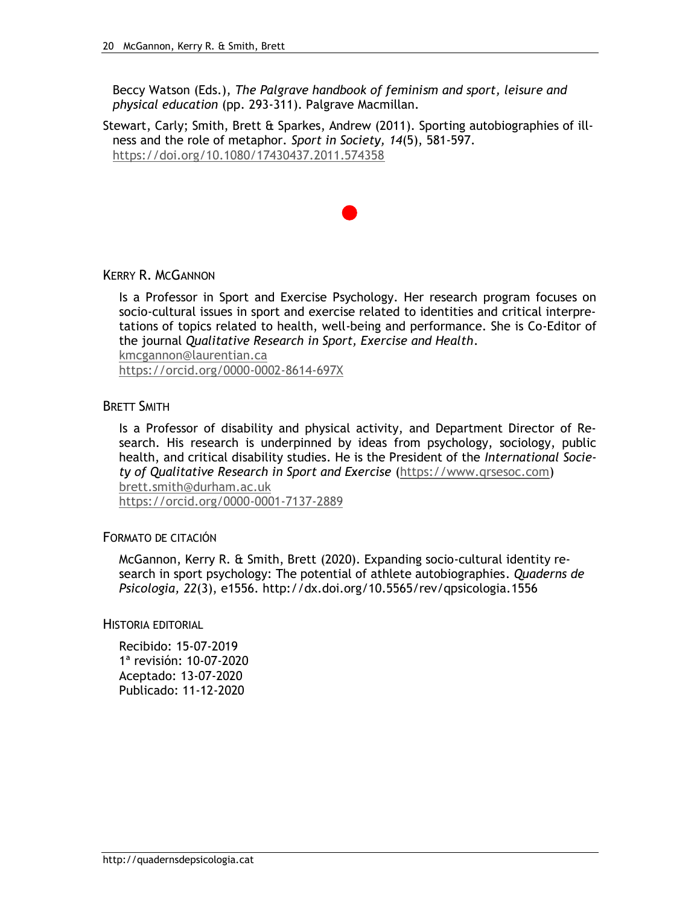Beccy Watson (Eds.), *The Palgrave handbook of feminism and sport, leisure and physical education* (pp. 293-311). Palgrave Macmillan.

Stewart, Carly; Smith, Brett & Sparkes, Andrew (2011). Sporting autobiographies of illness and the role of metaphor. *Sport in Society, 14*(5), 581-597. https://doi.org/10.1080/17430437.2011.574358

### KERRY R. MCGANNON

Is a Professor in Sport and Exercise Psychology. Her research program focuses on socio-cultural issues in sport and exercise related to identities and critical interpretations of topics related to health, well-being and performance. She is Co-Editor of the journal *Qualitative Research in Sport, Exercise and Health*.
kmcgannon@laurentian.ca
https://orcid.org/0000-0002-8614-697X

### BRETT SMITH

Is a Professor of disability and physical activity, and Department Director of Research. His research is underpinned by ideas from psychology, sociology, public health, and critical disability studies. He is the President of the *International Society of Qualitative Research in Sport and Exercise* (https://www.qrsesoc.com)
brett.smith@durham.ac.uk
https://orcid.org/0000-0001-7137-2889

### FORMATO DE CITACIÓN

McGannon, Kerry R. & Smith, Brett (2020). Expanding socio-cultural identity research in sport psychology: The potential of athlete autobiographies. *Quaderns de Psicologia, 22*(3), e1556. http://dx.doi.org/10.5565/rev/qpsicologia.1556

### HISTORIA EDITORIAL

Recibido: 15-07-2019
1ª revisión: 10-07-2020
Aceptado: 13-07-2020
Publicado: 11-12-2020